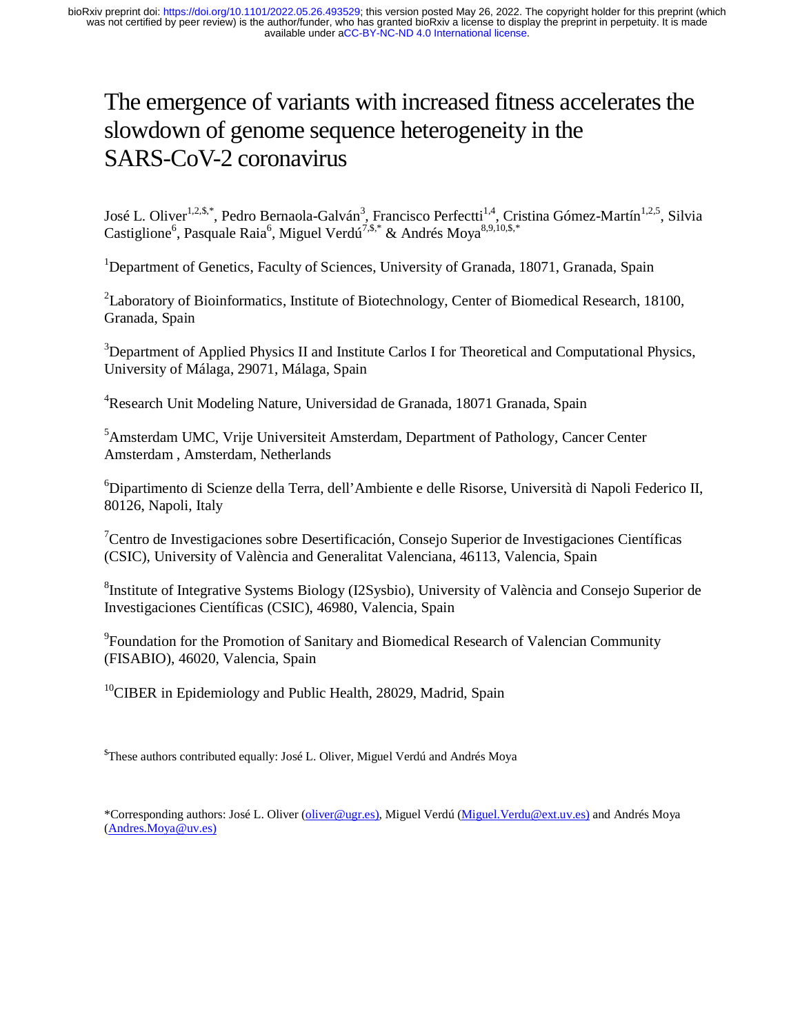# The emergence of variants with increased fitness accelerates the slowdown of genome sequence heterogeneity in the SARS-CoV-2 coronavirus

José L. Oliver[1,2,$,*], Pedro Bernaola-Galván[3], Francisco Perfectti[1,4], Cristina Gómez-Martín[1,2,5], Silvia Castiglione[6], Pasquale Raia[6], Miguel Verdú[7,$,*] & Andrés Moya[8,9,10,$,*]

[1]Department of Genetics, Faculty of Sciences, University of Granada, 18071, Granada, Spain

[2]Laboratory of Bioinformatics, Institute of Biotechnology, Center of Biomedical Research, 18100, Granada, Spain

[3]Department of Applied Physics II and Institute Carlos I for Theoretical and Computational Physics, University of Málaga, 29071, Málaga, Spain

[4]Research Unit Modeling Nature, Universidad de Granada, 18071 Granada, Spain

[5]Amsterdam UMC, Vrije Universiteit Amsterdam, Department of Pathology, Cancer Center Amsterdam , Amsterdam, Netherlands

[6]Dipartimento di Scienze della Terra, dell'Ambiente e delle Risorse, Università di Napoli Federico II, 80126, Napoli, Italy

[7]Centro de Investigaciones sobre Desertificación, Consejo Superior de Investigaciones Científicas (CSIC), University of València and Generalitat Valenciana, 46113, Valencia, Spain

[8]Institute of Integrative Systems Biology (I2Sysbio), University of València and Consejo Superior de Investigaciones Científicas (CSIC), 46980, Valencia, Spain

[9]Foundation for the Promotion of Sanitary and Biomedical Research of Valencian Community (FISABIO), 46020, Valencia, Spain

[10]CIBER in Epidemiology and Public Health, 28029, Madrid, Spain

[$]These authors contributed equally: José L. Oliver, Miguel Verdú and Andrés Moya

*Corresponding authors: José L. Oliver (oliver@ugr.es), Miguel Verdú (Miguel.Verdu@ext.uv.es) and Andrés Moya (Andres.Moya@uv.es)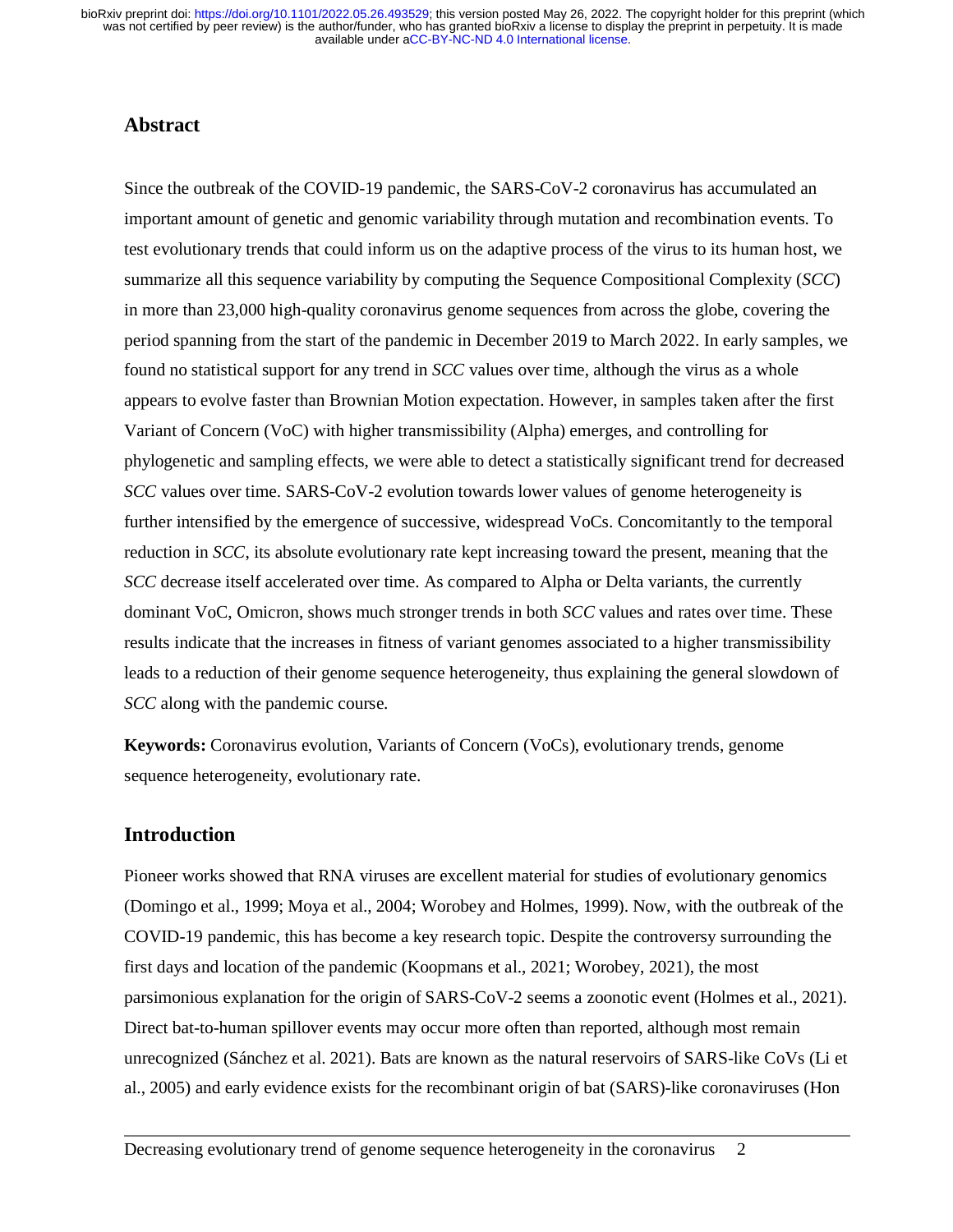## Abstract

Since the outbreak of the COVID-19 pandemic, the SARS-CoV-2 coronavirus has accumulated an important amount of genetic and genomic variability through mutation and recombination events. To test evolutionary trends that could inform us on the adaptive process of the virus to its human host, we summarize all this sequence variability by computing the Sequence Compositional Complexity (*SCC*) in more than 23,000 high-quality coronavirus genome sequences from across the globe, covering the period spanning from the start of the pandemic in December 2019 to March 2022. In early samples, we found no statistical support for any trend in *SCC* values over time, although the virus as a whole appears to evolve faster than Brownian Motion expectation. However, in samples taken after the first Variant of Concern (VoC) with higher transmissibility (Alpha) emerges, and controlling for phylogenetic and sampling effects, we were able to detect a statistically significant trend for decreased *SCC* values over time. SARS-CoV-2 evolution towards lower values of genome heterogeneity is further intensified by the emergence of successive, widespread VoCs. Concomitantly to the temporal reduction in *SCC*, its absolute evolutionary rate kept increasing toward the present, meaning that the *SCC* decrease itself accelerated over time. As compared to Alpha or Delta variants, the currently dominant VoC, Omicron, shows much stronger trends in both *SCC* values and rates over time. These results indicate that the increases in fitness of variant genomes associated to a higher transmissibility leads to a reduction of their genome sequence heterogeneity, thus explaining the general slowdown of *SCC* along with the pandemic course.

**Keywords:** Coronavirus evolution, Variants of Concern (VoCs), evolutionary trends, genome sequence heterogeneity, evolutionary rate.

## Introduction

Pioneer works showed that RNA viruses are excellent material for studies of evolutionary genomics (Domingo et al., 1999; Moya et al., 2004; Worobey and Holmes, 1999). Now, with the outbreak of the COVID-19 pandemic, this has become a key research topic. Despite the controversy surrounding the first days and location of the pandemic (Koopmans et al., 2021; Worobey, 2021), the most parsimonious explanation for the origin of SARS-CoV-2 seems a zoonotic event (Holmes et al., 2021). Direct bat-to-human spillover events may occur more often than reported, although most remain unrecognized (Sánchez et al. 2021). Bats are known as the natural reservoirs of SARS-like CoVs (Li et al., 2005) and early evidence exists for the recombinant origin of bat (SARS)-like coronaviruses (Hon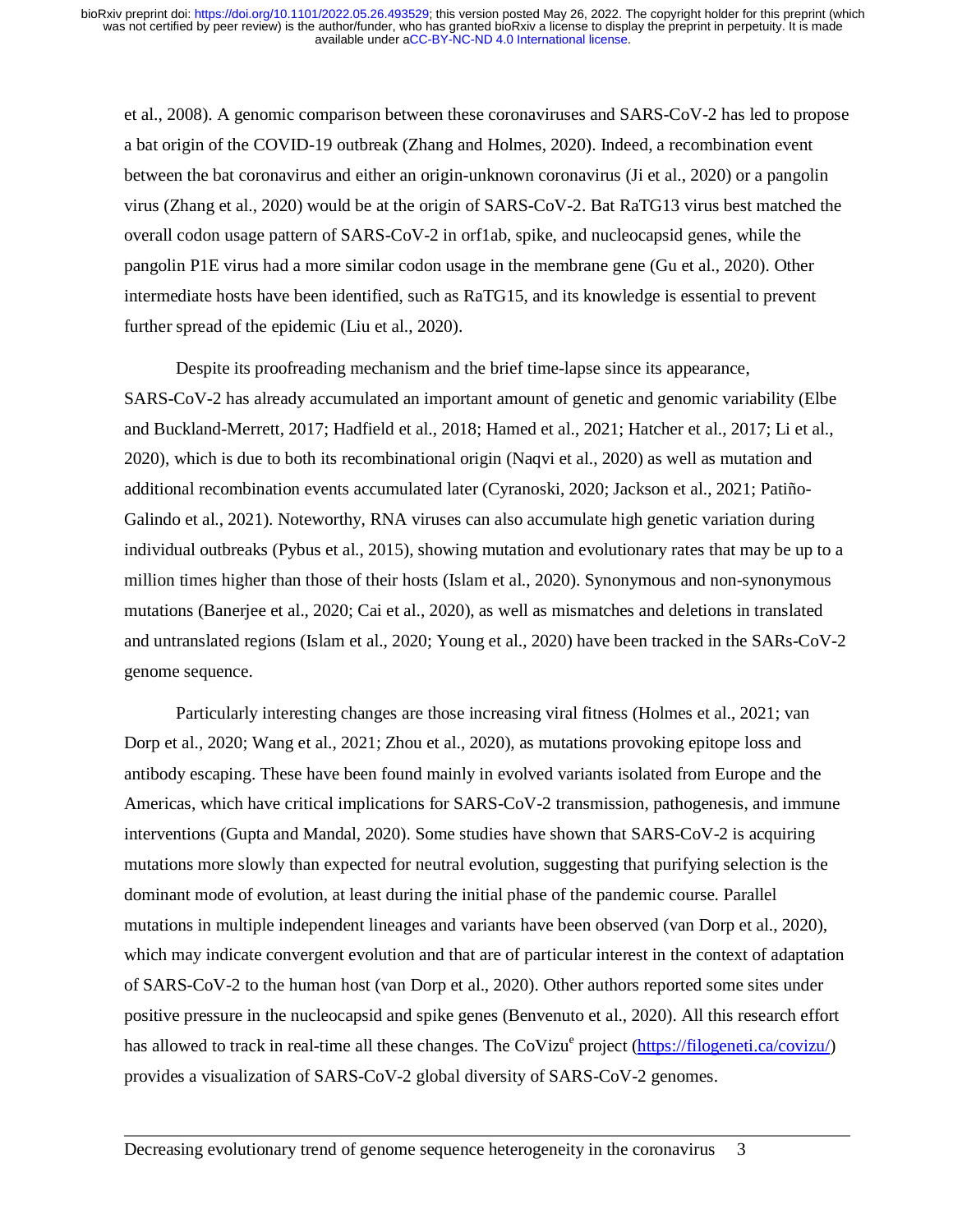et al., 2008). A genomic comparison between these coronaviruses and SARS-CoV-2 has led to propose a bat origin of the COVID-19 outbreak (Zhang and Holmes, 2020). Indeed, a recombination event between the bat coronavirus and either an origin-unknown coronavirus (Ji et al., 2020) or a pangolin virus (Zhang et al., 2020) would be at the origin of SARS-CoV-2. Bat RaTG13 virus best matched the overall codon usage pattern of SARS-CoV-2 in orf1ab, spike, and nucleocapsid genes, while the pangolin P1E virus had a more similar codon usage in the membrane gene (Gu et al., 2020). Other intermediate hosts have been identified, such as RaTG15, and its knowledge is essential to prevent further spread of the epidemic (Liu et al., 2020).

Despite its proofreading mechanism and the brief time-lapse since its appearance, SARS-CoV-2 has already accumulated an important amount of genetic and genomic variability (Elbe and Buckland-Merrett, 2017; Hadfield et al., 2018; Hamed et al., 2021; Hatcher et al., 2017; Li et al., 2020), which is due to both its recombinational origin (Naqvi et al., 2020) as well as mutation and additional recombination events accumulated later (Cyranoski, 2020; Jackson et al., 2021; Patiño-Galindo et al., 2021). Noteworthy, RNA viruses can also accumulate high genetic variation during individual outbreaks (Pybus et al., 2015), showing mutation and evolutionary rates that may be up to a million times higher than those of their hosts (Islam et al., 2020). Synonymous and non-synonymous mutations (Banerjee et al., 2020; Cai et al., 2020), as well as mismatches and deletions in translated and untranslated regions (Islam et al., 2020; Young et al., 2020) have been tracked in the SARs-CoV-2 genome sequence.

Particularly interesting changes are those increasing viral fitness (Holmes et al., 2021; van Dorp et al., 2020; Wang et al., 2021; Zhou et al., 2020), as mutations provoking epitope loss and antibody escaping. These have been found mainly in evolved variants isolated from Europe and the Americas, which have critical implications for SARS-CoV-2 transmission, pathogenesis, and immune interventions (Gupta and Mandal, 2020). Some studies have shown that SARS-CoV-2 is acquiring mutations more slowly than expected for neutral evolution, suggesting that purifying selection is the dominant mode of evolution, at least during the initial phase of the pandemic course. Parallel mutations in multiple independent lineages and variants have been observed (van Dorp et al., 2020), which may indicate convergent evolution and that are of particular interest in the context of adaptation of SARS-CoV-2 to the human host (van Dorp et al., 2020). Other authors reported some sites under positive pressure in the nucleocapsid and spike genes (Benvenuto et al., 2020). All this research effort has allowed to track in real-time all these changes. The CoVizu[e] project (https://filogeneti.ca/covizu/) provides a visualization of SARS-CoV-2 global diversity of SARS-CoV-2 genomes.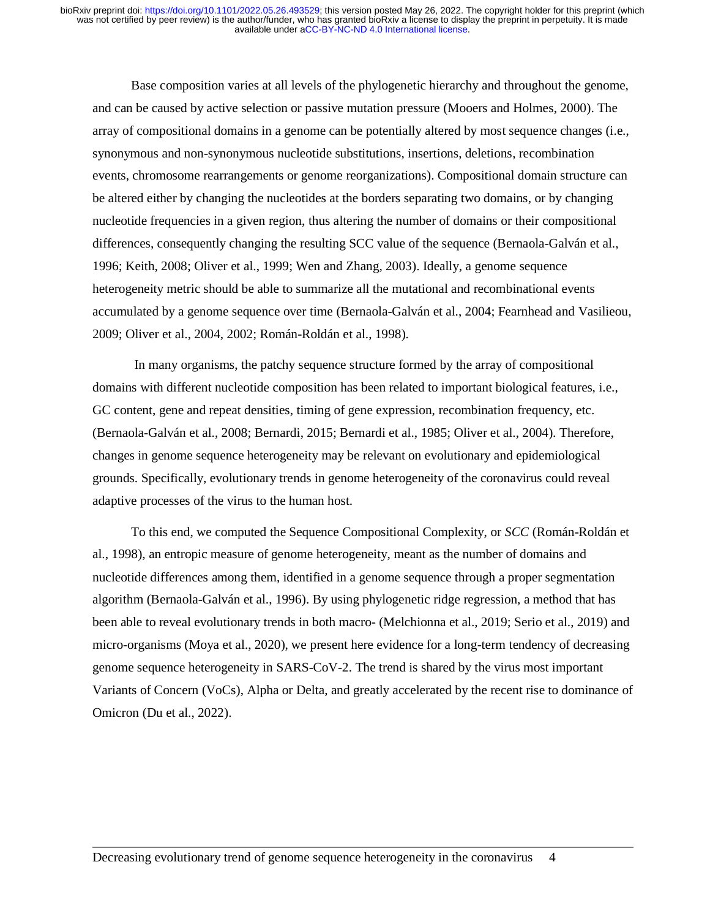Base composition varies at all levels of the phylogenetic hierarchy and throughout the genome, and can be caused by active selection or passive mutation pressure (Mooers and Holmes, 2000). The array of compositional domains in a genome can be potentially altered by most sequence changes (i.e., synonymous and non-synonymous nucleotide substitutions, insertions, deletions, recombination events, chromosome rearrangements or genome reorganizations). Compositional domain structure can be altered either by changing the nucleotides at the borders separating two domains, or by changing nucleotide frequencies in a given region, thus altering the number of domains or their compositional differences, consequently changing the resulting SCC value of the sequence (Bernaola-Galván et al., 1996; Keith, 2008; Oliver et al., 1999; Wen and Zhang, 2003). Ideally, a genome sequence heterogeneity metric should be able to summarize all the mutational and recombinational events accumulated by a genome sequence over time (Bernaola-Galván et al., 2004; Fearnhead and Vasilieou, 2009; Oliver et al., 2004, 2002; Román-Roldán et al., 1998).

In many organisms, the patchy sequence structure formed by the array of compositional domains with different nucleotide composition has been related to important biological features, i.e., GC content, gene and repeat densities, timing of gene expression, recombination frequency, etc. (Bernaola-Galván et al., 2008; Bernardi, 2015; Bernardi et al., 1985; Oliver et al., 2004). Therefore, changes in genome sequence heterogeneity may be relevant on evolutionary and epidemiological grounds. Specifically, evolutionary trends in genome heterogeneity of the coronavirus could reveal adaptive processes of the virus to the human host.

To this end, we computed the Sequence Compositional Complexity, or *SCC* (Román-Roldán et al., 1998), an entropic measure of genome heterogeneity, meant as the number of domains and nucleotide differences among them, identified in a genome sequence through a proper segmentation algorithm (Bernaola-Galván et al., 1996). By using phylogenetic ridge regression, a method that has been able to reveal evolutionary trends in both macro- (Melchionna et al., 2019; Serio et al., 2019) and micro-organisms (Moya et al., 2020), we present here evidence for a long-term tendency of decreasing genome sequence heterogeneity in SARS-CoV-2. The trend is shared by the virus most important Variants of Concern (VoCs), Alpha or Delta, and greatly accelerated by the recent rise to dominance of Omicron (Du et al., 2022).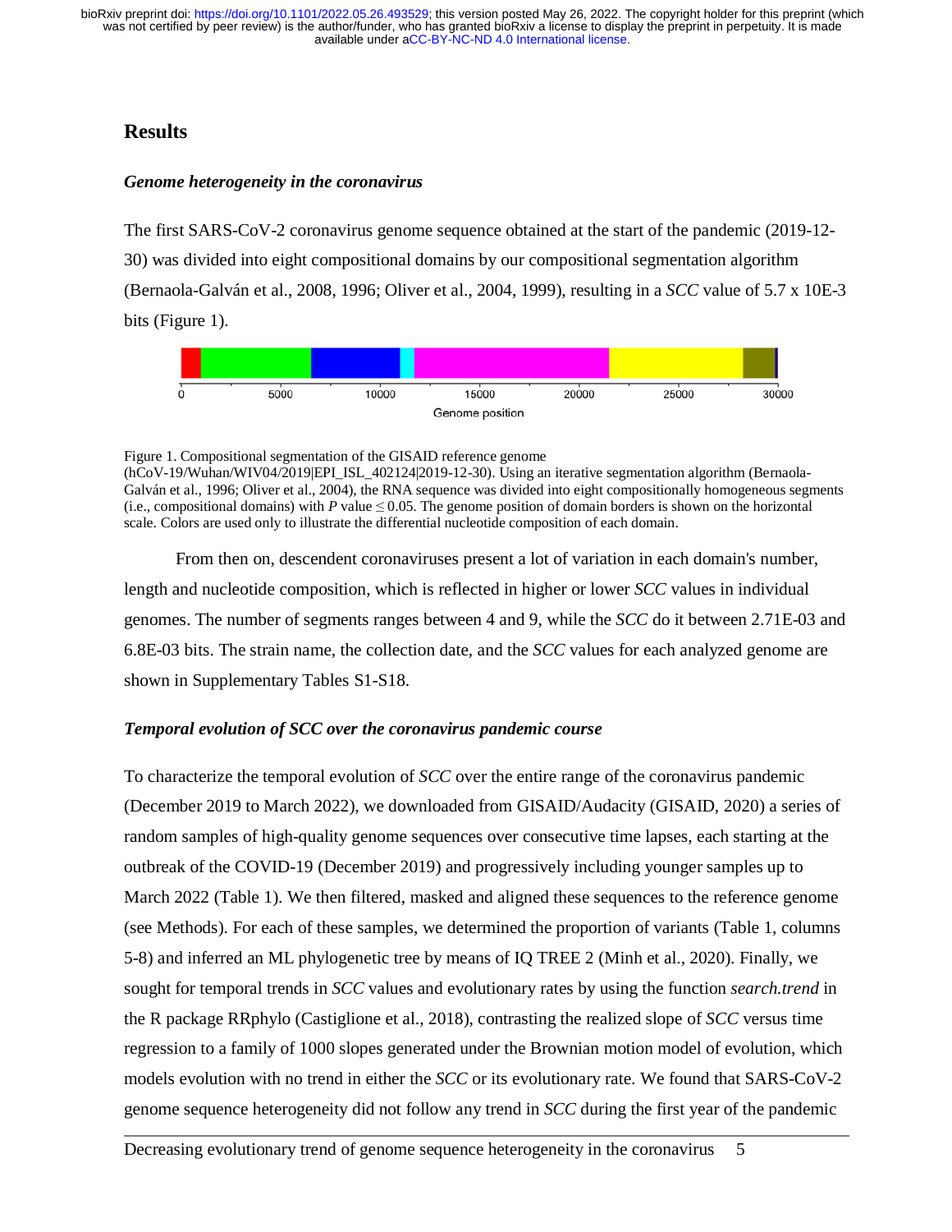## Results

### *Genome heterogeneity in the coronavirus*

The first SARS-CoV-2 coronavirus genome sequence obtained at the start of the pandemic (2019-12-30) was divided into eight compositional domains by our compositional segmentation algorithm (Bernaola-Galván et al., 2008, 1996; Oliver et al., 2004, 1999), resulting in a *SCC* value of 5.7 x 10E-3 bits (Figure 1).

Figure 1. Compositional segmentation of the GISAID reference genome (hCoV-19/Wuhan/WIV04/2019|EPI_ISL_402124|2019-12-30). Using an iterative segmentation algorithm (Bernaola-Galván et al., 1996; Oliver et al., 2004), the RNA sequence was divided into eight compositionally homogeneous segments (i.e., compositional domains) with $P$ value $\leq 0.05$. The genome position of domain borders is shown on the horizontal scale. Colors are used only to illustrate the differential nucleotide composition of each domain.

From then on, descendent coronaviruses present a lot of variation in each domain's number, length and nucleotide composition, which is reflected in higher or lower *SCC* values in individual genomes. The number of segments ranges between 4 and 9, while the *SCC* do it between 2.71E-03 and 6.8E-03 bits. The strain name, the collection date, and the *SCC* values for each analyzed genome are shown in Supplementary Tables S1-S18.

### *Temporal evolution of SCC over the coronavirus pandemic course*

To characterize the temporal evolution of *SCC* over the entire range of the coronavirus pandemic (December 2019 to March 2022), we downloaded from GISAID/Audacity (GISAID, 2020) a series of random samples of high-quality genome sequences over consecutive time lapses, each starting at the outbreak of the COVID-19 (December 2019) and progressively including younger samples up to March 2022 (Table 1). We then filtered, masked and aligned these sequences to the reference genome (see Methods). For each of these samples, we determined the proportion of variants (Table 1, columns 5-8) and inferred an ML phylogenetic tree by means of IQ TREE 2 (Minh et al., 2020). Finally, we sought for temporal trends in *SCC* values and evolutionary rates by using the function *search.trend* in the R package RRphylo (Castiglione et al., 2018), contrasting the realized slope of *SCC* versus time regression to a family of 1000 slopes generated under the Brownian motion model of evolution, which models evolution with no trend in either the *SCC* or its evolutionary rate. We found that SARS-CoV-2 genome sequence heterogeneity did not follow any trend in *SCC* during the first year of the pandemic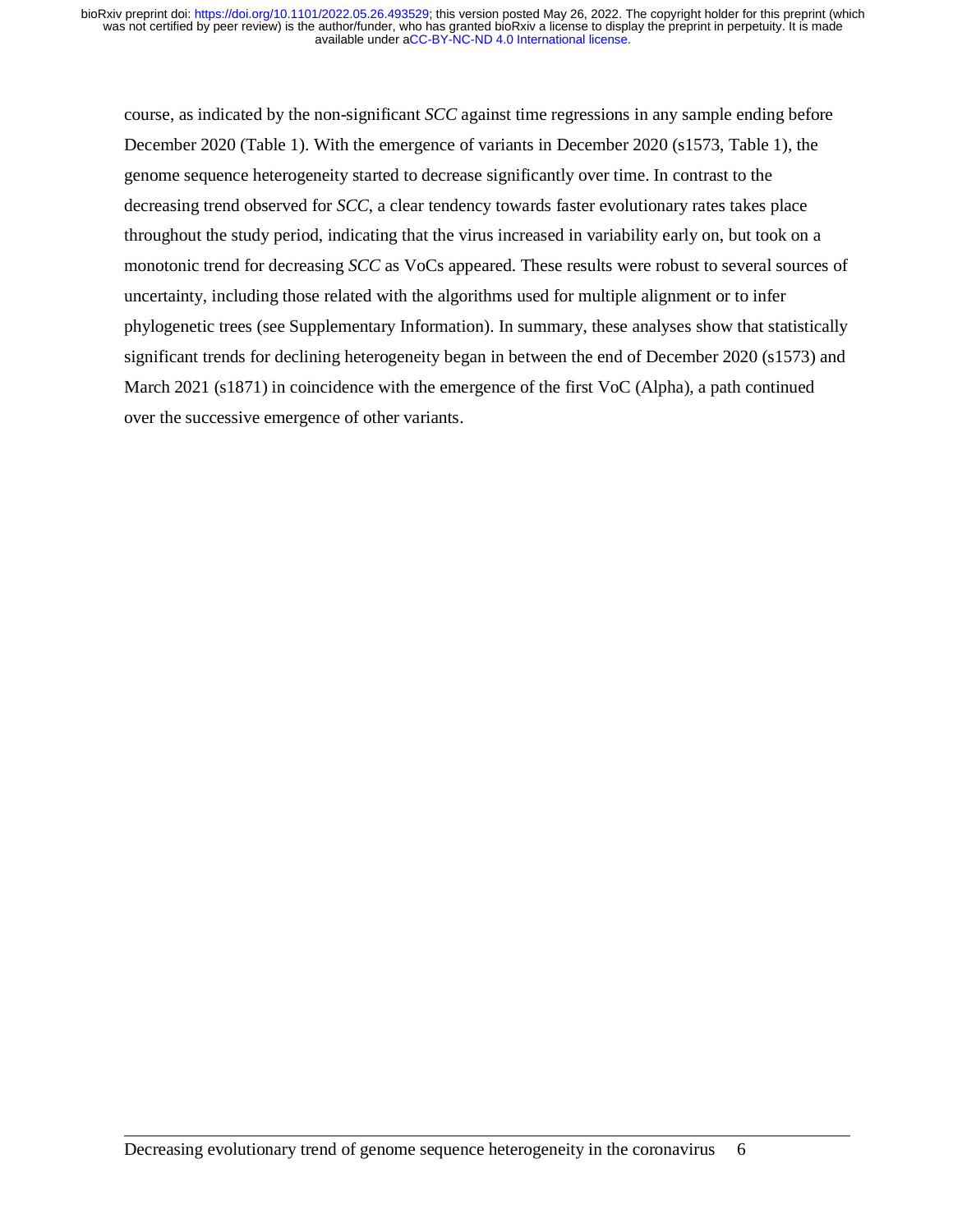course, as indicated by the non-significant *SCC* against time regressions in any sample ending before December 2020 (Table 1). With the emergence of variants in December 2020 (s1573, Table 1), the genome sequence heterogeneity started to decrease significantly over time. In contrast to the decreasing trend observed for *SCC*, a clear tendency towards faster evolutionary rates takes place throughout the study period, indicating that the virus increased in variability early on, but took on a monotonic trend for decreasing *SCC* as VoCs appeared. These results were robust to several sources of uncertainty, including those related with the algorithms used for multiple alignment or to infer phylogenetic trees (see Supplementary Information). In summary, these analyses show that statistically significant trends for declining heterogeneity began in between the end of December 2020 (s1573) and March 2021 (s1871) in coincidence with the emergence of the first VoC (Alpha), a path continued over the successive emergence of other variants.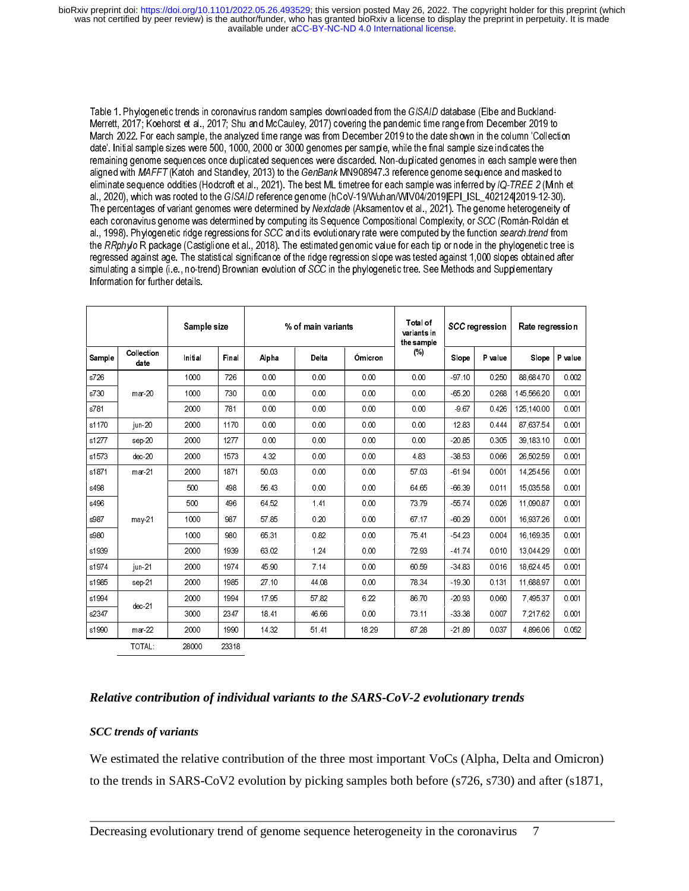Table 1. Phylogenetic trends in coronavirus random samples downloaded from the *GISAID* database (Elbe and Buckland-Merrett, 2017; Koehorst et al., 2017; Shu and McCauley, 2017) covering the pandemic time range from December 2019 to March 2022. For each sample, the analyzed time range was from December 2019 to the date shown in the column 'Collection date'. Initial sample sizes were 500, 1000, 2000 or 3000 genomes per sample, while the final sample size indicates the remaining genome sequences once duplicated sequences were discarded. Non-duplicated genomes in each sample were then aligned with *MAFFT* (Katoh and Standley, 2013) to the *GenBank* MN908947.3 reference genome sequence and masked to eliminate sequence oddities (Hodcroft et al., 2021). The best ML timetree for each sample was inferred by *IQ-TREE 2* (Minh et al., 2020), which was rooted to the *GISAID* reference genome (hCoV-19/Wuhan/WIV04/2019|EPI_ISL_402124|2019-12-30). The percentages of variant genomes were determined by *Nextclade* (Aksamentov et al., 2021). The genome heterogeneity of each coronavirus genome was determined by computing its Sequence Compositional Complexity, or *SCC* (Román-Roldán et al., 1998). Phylogenetic ridge regressions for *SCC* and its evolutionary rate were computed by the function *search.trend* from the *RRphylo* R package (Castiglione et al., 2018). The estimated genomic value for each tip or node in the phylogenetic tree is regressed against age. The statistical significance of the ridge regression slope was tested against 1,000 slopes obtained after simulating a simple (i.e., no-trend) Brownian evolution of *SCC* in the phylogenetic tree. See Methods and Supplementary Information for further details.

| | | Sample size | | % of main variants | | | Total of variants in the sample (%) | *SCC* regression | | Rate regression | |
|---|---|---|---|---|---|---|---|---|---|---|---|
| Sample | Collection date | Initial | Final | Alpha | Delta | Ómicron | | Slope | P value | Slope | P value |
| s726 | mar-20 | 1000 | 726 | 0.00 | 0.00 | 0.00 | 0.00 | -97.10 | 0.250 | 88,684.70 | 0.002 |
| s730 | | 1000 | 730 | 0.00 | 0.00 | 0.00 | 0.00 | -65.20 | 0.268 | 145,566.20 | 0.001 |
| s781 | | 2000 | 781 | 0.00 | 0.00 | 0.00 | 0.00 | -9.67 | 0.426 | 125,140.00 | 0.001 |
| s1170 | jun-20 | 2000 | 1170 | 0.00 | 0.00 | 0.00 | 0.00 | 12.83 | 0.444 | 87,637.54 | 0.001 |
| s1277 | sep-20 | 2000 | 1277 | 0.00 | 0.00 | 0.00 | 0.00 | -20.85 | 0.305 | 39,183.10 | 0.001 |
| s1573 | dec-20 | 2000 | 1573 | 4.32 | 0.00 | 0.00 | 4.83 | -38.53 | 0.066 | 26,502.59 | 0.001 |
| s1871 | mar-21 | 2000 | 1871 | 50.03 | 0.00 | 0.00 | 57.03 | -61.94 | 0.001 | 14,254.56 | 0.001 |
| s498 | may-21 | 500 | 498 | 56.43 | 0.00 | 0.00 | 64.65 | -66.39 | 0.011 | 15,035.58 | 0.001 |
| s496 | | 500 | 496 | 64.52 | 1.41 | 0.00 | 73.79 | -55.74 | 0.026 | 11,090.87 | 0.001 |
| s987 | | 1000 | 987 | 57.85 | 0.20 | 0.00 | 67.17 | -60.29 | 0.001 | 16,937.26 | 0.001 |
| s980 | | 1000 | 980 | 65.31 | 0.82 | 0.00 | 75.41 | -54.23 | 0.004 | 16,169.35 | 0.001 |
| s1939 | | 2000 | 1939 | 63.02 | 1.24 | 0.00 | 72.93 | -41.74 | 0.010 | 13,044.29 | 0.001 |
| s1974 | jun-21 | 2000 | 1974 | 45.90 | 7.14 | 0.00 | 60.59 | -34.83 | 0.016 | 18,624.45 | 0.001 |
| s1985 | sep-21 | 2000 | 1985 | 27.10 | 44.08 | 0.00 | 78.34 | -19.30 | 0.131 | 11,688.97 | 0.001 |
| s1994 | dec-21 | 2000 | 1994 | 17.95 | 57.82 | 6.22 | 86.70 | -20.93 | 0.060 | 7,495.37 | 0.001 |
| s2347 | | 3000 | 2347 | 18.41 | 46.66 | 0.00 | 73.11 | -33.38 | 0.007 | 7,217.62 | 0.001 |
| s1990 | mar-22 | 2000 | 1990 | 14.32 | 51.41 | 18.29 | 87.28 | -21.89 | 0.037 | 4,896.06 | 0.052 |
| | TOTAL: | 28000 | 23318 | | | | | | | | |

## *Relative contribution of individual variants to the SARS-CoV-2 evolutionary trends*

### *SCC trends of variants*

We estimated the relative contribution of the three most important VoCs (Alpha, Delta and Omicron) to the trends in SARS-CoV2 evolution by picking samples both before (s726, s730) and after (s1871,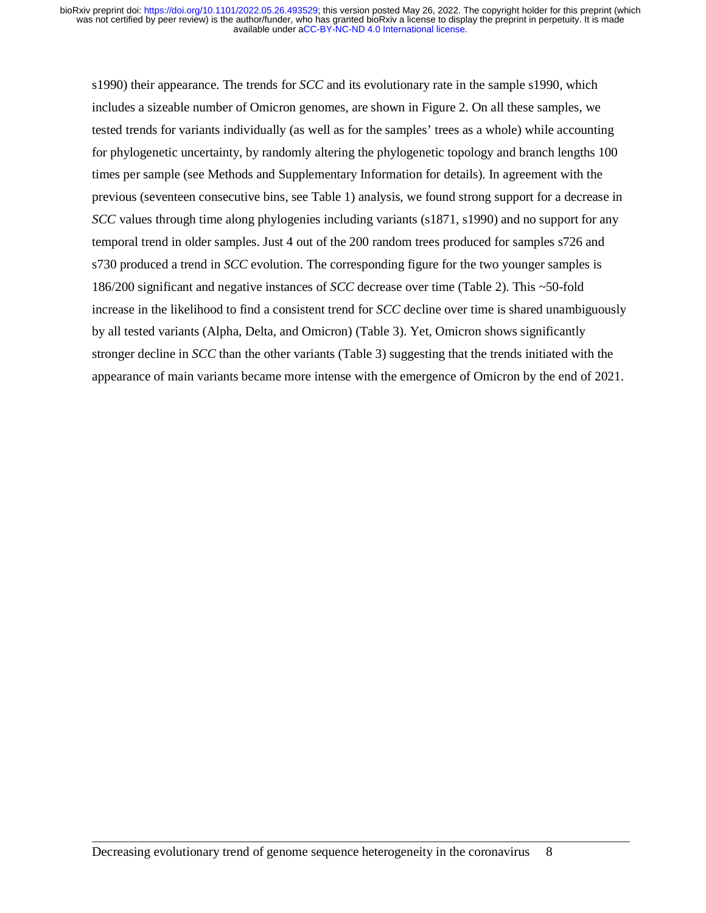s1990) their appearance. The trends for *SCC* and its evolutionary rate in the sample s1990, which includes a sizeable number of Omicron genomes, are shown in Figure 2. On all these samples, we tested trends for variants individually (as well as for the samples' trees as a whole) while accounting for phylogenetic uncertainty, by randomly altering the phylogenetic topology and branch lengths 100 times per sample (see Methods and Supplementary Information for details). In agreement with the previous (seventeen consecutive bins, see Table 1) analysis, we found strong support for a decrease in *SCC* values through time along phylogenies including variants (s1871, s1990) and no support for any temporal trend in older samples. Just 4 out of the 200 random trees produced for samples s726 and s730 produced a trend in *SCC* evolution. The corresponding figure for the two younger samples is 186/200 significant and negative instances of *SCC* decrease over time (Table 2). This ~50-fold increase in the likelihood to find a consistent trend for *SCC* decline over time is shared unambiguously by all tested variants (Alpha, Delta, and Omicron) (Table 3). Yet, Omicron shows significantly stronger decline in *SCC* than the other variants (Table 3) suggesting that the trends initiated with the appearance of main variants became more intense with the emergence of Omicron by the end of 2021.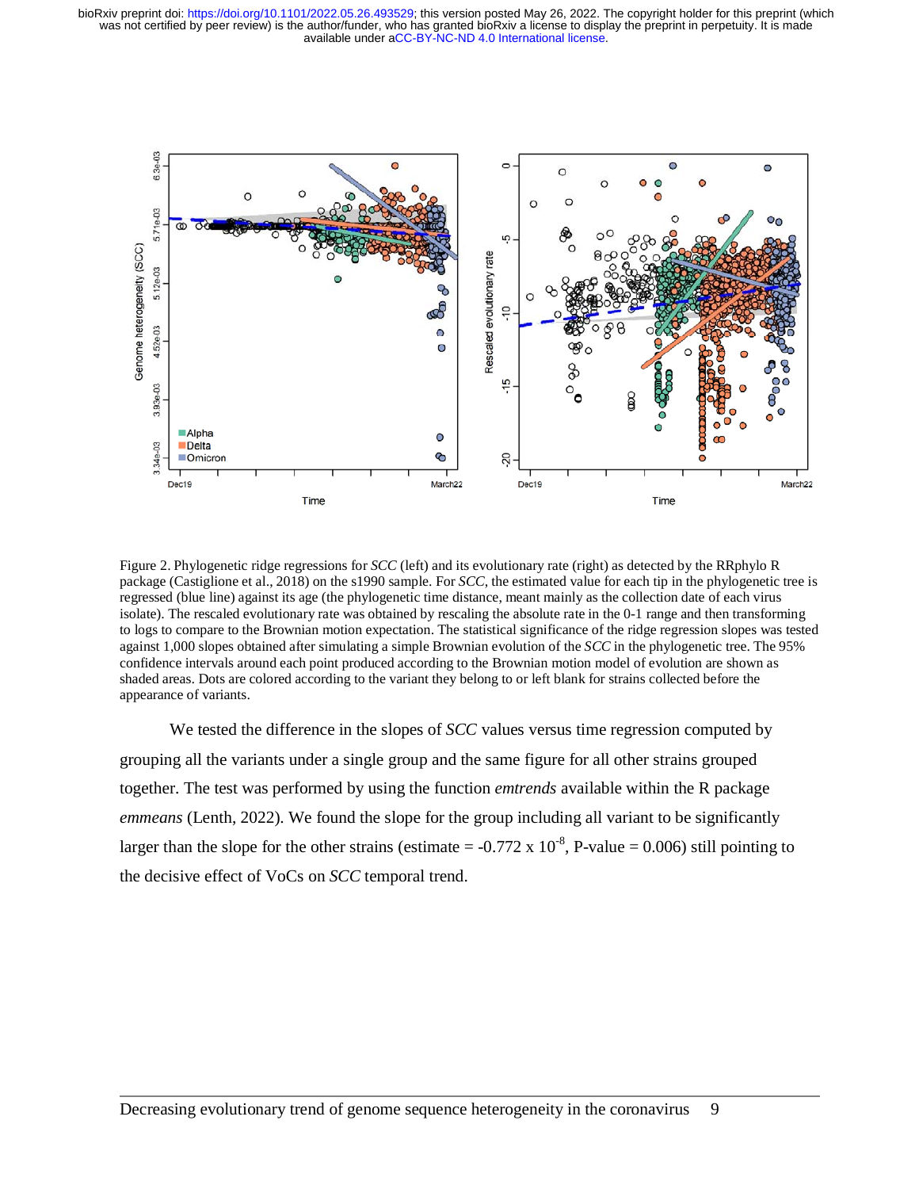Figure 2. Phylogenetic ridge regressions for *SCC* (left) and its evolutionary rate (right) as detected by the RRphylo R package (Castiglione et al., 2018) on the s1990 sample. For *SCC*, the estimated value for each tip in the phylogenetic tree is regressed (blue line) against its age (the phylogenetic time distance, meant mainly as the collection date of each virus isolate). The rescaled evolutionary rate was obtained by rescaling the absolute rate in the 0-1 range and then transforming to logs to compare to the Brownian motion expectation. The statistical significance of the ridge regression slopes was tested against 1,000 slopes obtained after simulating a simple Brownian evolution of the *SCC* in the phylogenetic tree. The 95% confidence intervals around each point produced according to the Brownian motion model of evolution are shown as shaded areas. Dots are colored according to the variant they belong to or left blank for strains collected before the appearance of variants.

We tested the difference in the slopes of *SCC* values versus time regression computed by grouping all the variants under a single group and the same figure for all other strains grouped together. The test was performed by using the function *emtrends* available within the R package *emmeans* (Lenth, 2022). We found the slope for the group including all variant to be significantly larger than the slope for the other strains (estimate = $-0.772 \times 10^{-8}$, P-value = 0.006) still pointing to the decisive effect of VoCs on *SCC* temporal trend.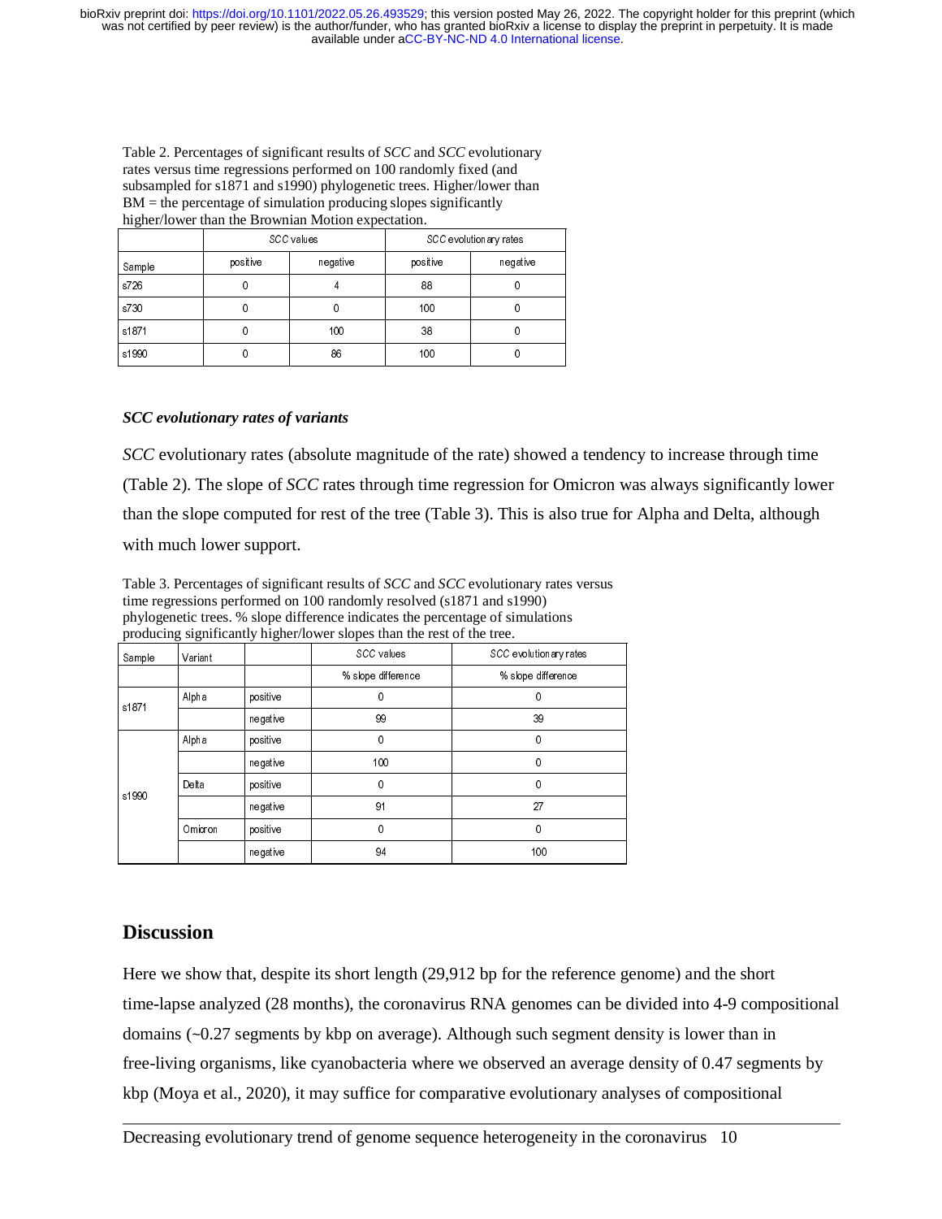Table 2. Percentages of significant results of *SCC* and *SCC* evolutionary rates versus time regressions performed on 100 randomly fixed (and subsampled for s1871 and s1990) phylogenetic trees. Higher/lower than BM = the percentage of simulation producing slopes significantly higher/lower than the Brownian Motion expectation.

| | *SCC* values | | *SCC* evolutionary rates | |
|---|---|---|---|---|
| Sample | positive | negative | positive | negative |
| s726 | 0 | 4 | 88 | 0 |
| s730 | 0 | 0 | 100 | 0 |
| s1871 | 0 | 100 | 38 | 0 |
| s1990 | 0 | 86 | 100 | 0 |

### *SCC evolutionary rates of variants*

*SCC* evolutionary rates (absolute magnitude of the rate) showed a tendency to increase through time (Table 2). The slope of *SCC* rates through time regression for Omicron was always significantly lower than the slope computed for rest of the tree (Table 3). This is also true for Alpha and Delta, although with much lower support.

Table 3. Percentages of significant results of *SCC* and *SCC* evolutionary rates versus time regressions performed on 100 randomly resolved (s1871 and s1990) phylogenetic trees. % slope difference indicates the percentage of simulations producing significantly higher/lower slopes than the rest of the tree.

| Sample | Variant | | *SCC* values | *SCC* evolutionary rates |
|---|---|---|---|---|
| | | | % slope difference | % slope difference |
| s1871 | Alpha | positive | 0 | 0 |
| | | negative | 99 | 39 |
| s1990 | Alpha | positive | 0 | 0 |
| | | negative | 100 | 0 |
| | Delta | positive | 0 | 0 |
| | | negative | 91 | 27 |
| | Omicron | positive | 0 | 0 |
| | | negative | 94 | 100 |

## Discussion

Here we show that, despite its short length (29,912 bp for the reference genome) and the short time-lapse analyzed (28 months), the coronavirus RNA genomes can be divided into 4-9 compositional domains (~0.27 segments by kbp on average). Although such segment density is lower than in free-living organisms, like cyanobacteria where we observed an average density of 0.47 segments by kbp (Moya et al., 2020), it may suffice for comparative evolutionary analyses of compositional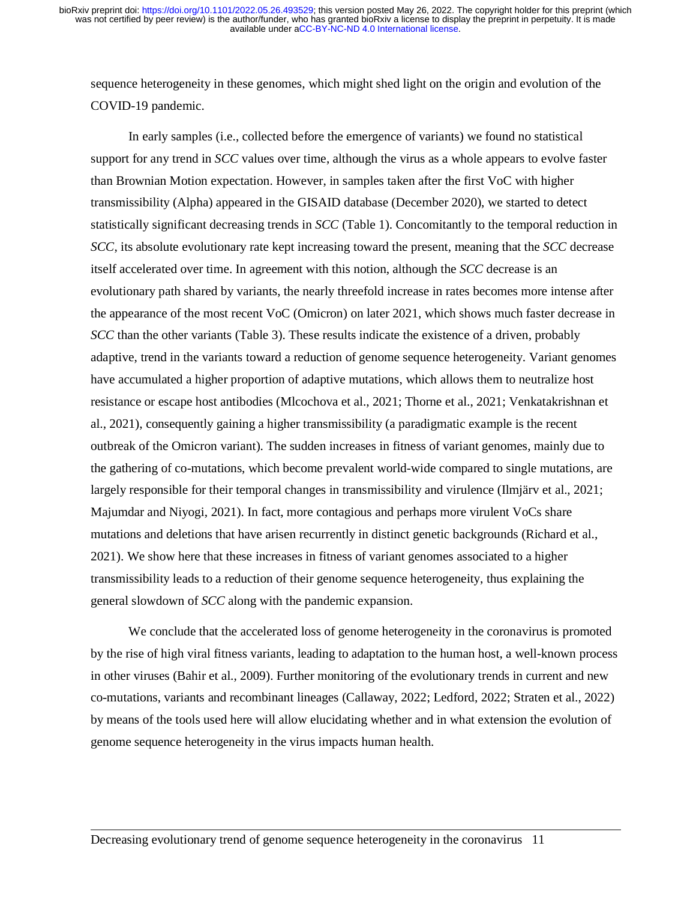sequence heterogeneity in these genomes, which might shed light on the origin and evolution of the COVID-19 pandemic.

In early samples (i.e., collected before the emergence of variants) we found no statistical support for any trend in *SCC* values over time, although the virus as a whole appears to evolve faster than Brownian Motion expectation. However, in samples taken after the first VoC with higher transmissibility (Alpha) appeared in the GISAID database (December 2020), we started to detect statistically significant decreasing trends in *SCC* (Table 1). Concomitantly to the temporal reduction in *SCC*, its absolute evolutionary rate kept increasing toward the present, meaning that the *SCC* decrease itself accelerated over time. In agreement with this notion, although the *SCC* decrease is an evolutionary path shared by variants, the nearly threefold increase in rates becomes more intense after the appearance of the most recent VoC (Omicron) on later 2021, which shows much faster decrease in *SCC* than the other variants (Table 3). These results indicate the existence of a driven, probably adaptive, trend in the variants toward a reduction of genome sequence heterogeneity. Variant genomes have accumulated a higher proportion of adaptive mutations, which allows them to neutralize host resistance or escape host antibodies (Mlcochova et al., 2021; Thorne et al., 2021; Venkatakrishnan et al., 2021), consequently gaining a higher transmissibility (a paradigmatic example is the recent outbreak of the Omicron variant). The sudden increases in fitness of variant genomes, mainly due to the gathering of co-mutations, which become prevalent world-wide compared to single mutations, are largely responsible for their temporal changes in transmissibility and virulence (Ilmjärv et al., 2021; Majumdar and Niyogi, 2021). In fact, more contagious and perhaps more virulent VoCs share mutations and deletions that have arisen recurrently in distinct genetic backgrounds (Richard et al., 2021). We show here that these increases in fitness of variant genomes associated to a higher transmissibility leads to a reduction of their genome sequence heterogeneity, thus explaining the general slowdown of *SCC* along with the pandemic expansion.

We conclude that the accelerated loss of genome heterogeneity in the coronavirus is promoted by the rise of high viral fitness variants, leading to adaptation to the human host, a well-known process in other viruses (Bahir et al., 2009). Further monitoring of the evolutionary trends in current and new co-mutations, variants and recombinant lineages (Callaway, 2022; Ledford, 2022; Straten et al., 2022) by means of the tools used here will allow elucidating whether and in what extension the evolution of genome sequence heterogeneity in the virus impacts human health.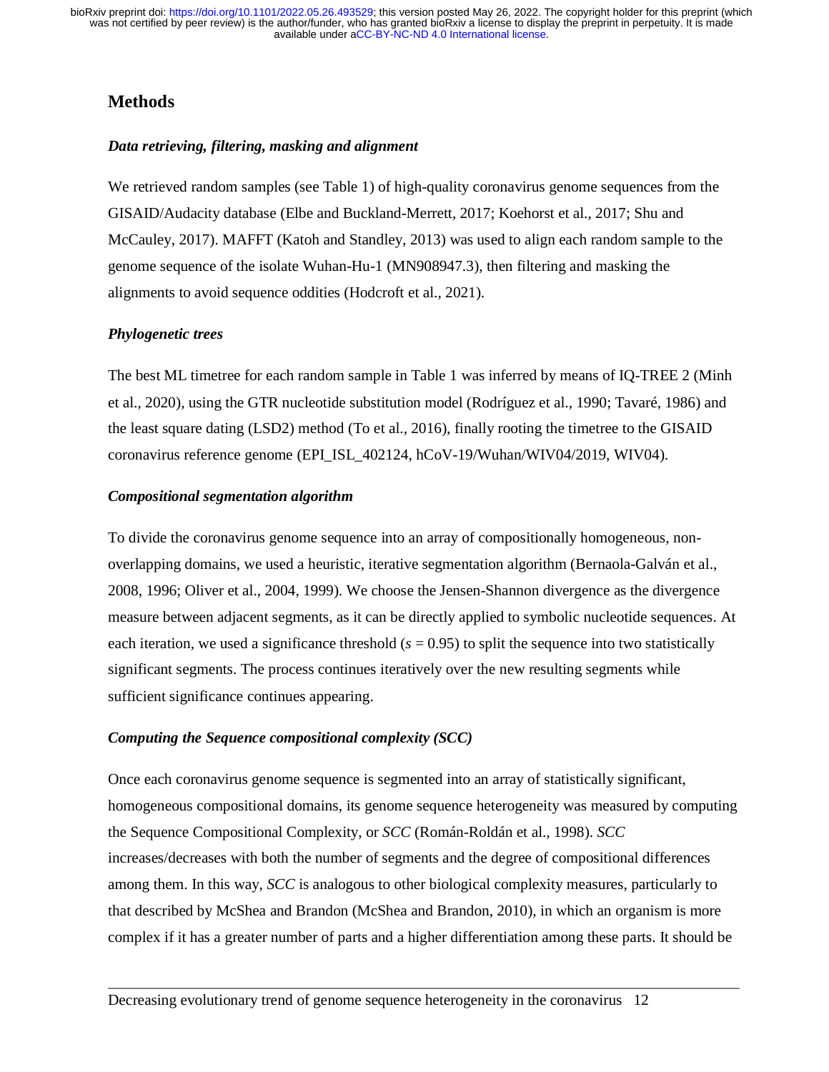## Methods

### *Data retrieving, filtering, masking and alignment*

We retrieved random samples (see Table 1) of high-quality coronavirus genome sequences from the GISAID/Audacity database (Elbe and Buckland-Merrett, 2017; Koehorst et al., 2017; Shu and McCauley, 2017). MAFFT (Katoh and Standley, 2013) was used to align each random sample to the genome sequence of the isolate Wuhan-Hu-1 (MN908947.3), then filtering and masking the alignments to avoid sequence oddities (Hodcroft et al., 2021).

### *Phylogenetic trees*

The best ML timetree for each random sample in Table 1 was inferred by means of IQ-TREE 2 (Minh et al., 2020), using the GTR nucleotide substitution model (Rodríguez et al., 1990; Tavaré, 1986) and the least square dating (LSD2) method (To et al., 2016), finally rooting the timetree to the GISAID coronavirus reference genome (EPI_ISL_402124, hCoV-19/Wuhan/WIV04/2019, WIV04).

### *Compositional segmentation algorithm*

To divide the coronavirus genome sequence into an array of compositionally homogeneous, non-overlapping domains, we used a heuristic, iterative segmentation algorithm (Bernaola-Galván et al., 2008, 1996; Oliver et al., 2004, 1999). We choose the Jensen-Shannon divergence as the divergence measure between adjacent segments, as it can be directly applied to symbolic nucleotide sequences. At each iteration, we used a significance threshold ($s$ = 0.95) to split the sequence into two statistically significant segments. The process continues iteratively over the new resulting segments while sufficient significance continues appearing.

### *Computing the Sequence compositional complexity (SCC)*

Once each coronavirus genome sequence is segmented into an array of statistically significant, homogeneous compositional domains, its genome sequence heterogeneity was measured by computing the Sequence Compositional Complexity, or *SCC* (Román-Roldán et al., 1998). *SCC* increases/decreases with both the number of segments and the degree of compositional differences among them. In this way, *SCC* is analogous to other biological complexity measures, particularly to that described by McShea and Brandon (McShea and Brandon, 2010), in which an organism is more complex if it has a greater number of parts and a higher differentiation among these parts. It should be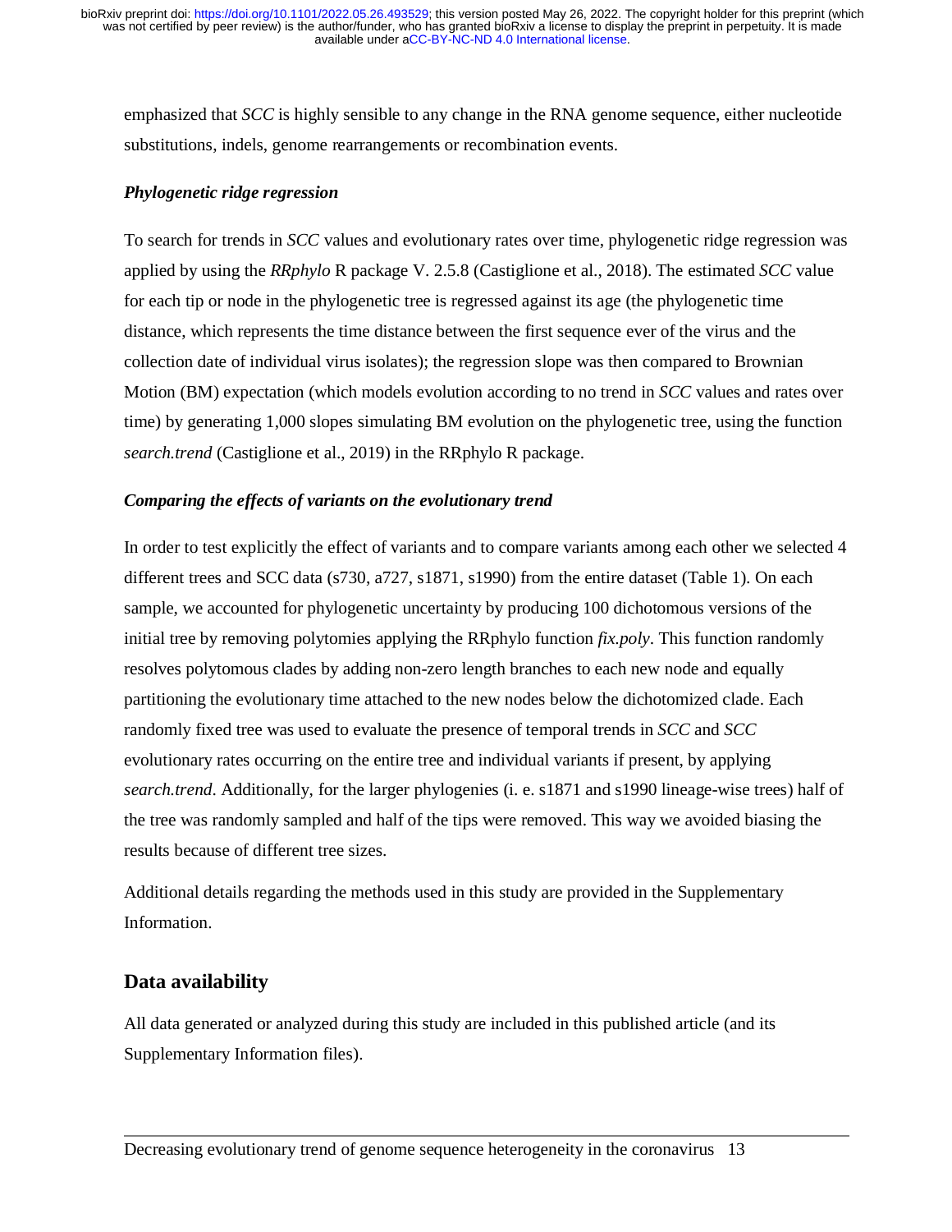emphasized that *SCC* is highly sensible to any change in the RNA genome sequence, either nucleotide substitutions, indels, genome rearrangements or recombination events.

### *Phylogenetic ridge regression*

To search for trends in *SCC* values and evolutionary rates over time, phylogenetic ridge regression was applied by using the *RRphylo* R package V. 2.5.8 (Castiglione et al., 2018). The estimated *SCC* value for each tip or node in the phylogenetic tree is regressed against its age (the phylogenetic time distance, which represents the time distance between the first sequence ever of the virus and the collection date of individual virus isolates); the regression slope was then compared to Brownian Motion (BM) expectation (which models evolution according to no trend in *SCC* values and rates over time) by generating 1,000 slopes simulating BM evolution on the phylogenetic tree, using the function *search.trend* (Castiglione et al., 2019) in the RRphylo R package.

### *Comparing the effects of variants on the evolutionary trend*

In order to test explicitly the effect of variants and to compare variants among each other we selected 4 different trees and SCC data (s730, a727, s1871, s1990) from the entire dataset (Table 1). On each sample, we accounted for phylogenetic uncertainty by producing 100 dichotomous versions of the initial tree by removing polytomies applying the RRphylo function *fix.poly*. This function randomly resolves polytomous clades by adding non-zero length branches to each new node and equally partitioning the evolutionary time attached to the new nodes below the dichotomized clade. Each randomly fixed tree was used to evaluate the presence of temporal trends in *SCC* and *SCC* evolutionary rates occurring on the entire tree and individual variants if present, by applying *search.trend*. Additionally, for the larger phylogenies (i. e. s1871 and s1990 lineage-wise trees) half of the tree was randomly sampled and half of the tips were removed. This way we avoided biasing the results because of different tree sizes.

Additional details regarding the methods used in this study are provided in the Supplementary Information.

## Data availability

All data generated or analyzed during this study are included in this published article (and its Supplementary Information files).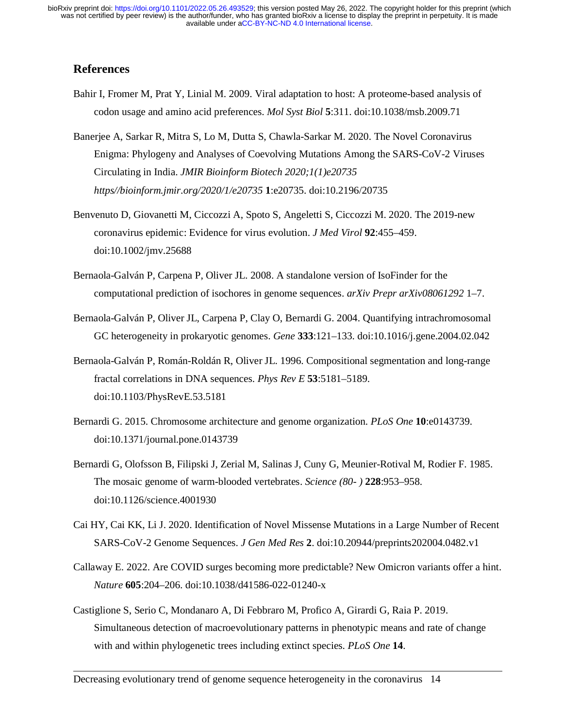## References

Bahir I, Fromer M, Prat Y, Linial M. 2009. Viral adaptation to host: A proteome-based analysis of codon usage and amino acid preferences. *Mol Syst Biol* **5**:311. doi:10.1038/msb.2009.71

Banerjee A, Sarkar R, Mitra S, Lo M, Dutta S, Chawla-Sarkar M. 2020. The Novel Coronavirus Enigma: Phylogeny and Analyses of Coevolving Mutations Among the SARS-CoV-2 Viruses Circulating in India. *JMIR Bioinform Biotech 2020;1(1)e20735 https//bioinform.jmir.org/2020/1/e20735* **1**:e20735. doi:10.2196/20735

Benvenuto D, Giovanetti M, Ciccozzi A, Spoto S, Angeletti S, Ciccozzi M. 2020. The 2019-new coronavirus epidemic: Evidence for virus evolution. *J Med Virol* **92**:455–459. doi:10.1002/jmv.25688

Bernaola-Galván P, Carpena P, Oliver JL. 2008. A standalone version of IsoFinder for the computational prediction of isochores in genome sequences. *arXiv Prepr arXiv08061292* 1–7.

Bernaola-Galván P, Oliver JL, Carpena P, Clay O, Bernardi G. 2004. Quantifying intrachromosomal GC heterogeneity in prokaryotic genomes. *Gene* **333**:121–133. doi:10.1016/j.gene.2004.02.042

Bernaola-Galván P, Román-Roldán R, Oliver JL. 1996. Compositional segmentation and long-range fractal correlations in DNA sequences. *Phys Rev E* **53**:5181–5189. doi:10.1103/PhysRevE.53.5181

Bernardi G. 2015. Chromosome architecture and genome organization. *PLoS One* **10**:e0143739. doi:10.1371/journal.pone.0143739

Bernardi G, Olofsson B, Filipski J, Zerial M, Salinas J, Cuny G, Meunier-Rotival M, Rodier F. 1985. The mosaic genome of warm-blooded vertebrates. *Science (80- )* **228**:953–958. doi:10.1126/science.4001930

Cai HY, Cai KK, Li J. 2020. Identification of Novel Missense Mutations in a Large Number of Recent SARS-CoV-2 Genome Sequences. *J Gen Med Res* **2**. doi:10.20944/preprints202004.0482.v1

Callaway E. 2022. Are COVID surges becoming more predictable? New Omicron variants offer a hint. *Nature* **605**:204–206. doi:10.1038/d41586-022-01240-x

Castiglione S, Serio C, Mondanaro A, Di Febbraro M, Profico A, Girardi G, Raia P. 2019. Simultaneous detection of macroevolutionary patterns in phenotypic means and rate of change with and within phylogenetic trees including extinct species. *PLoS One* **14**.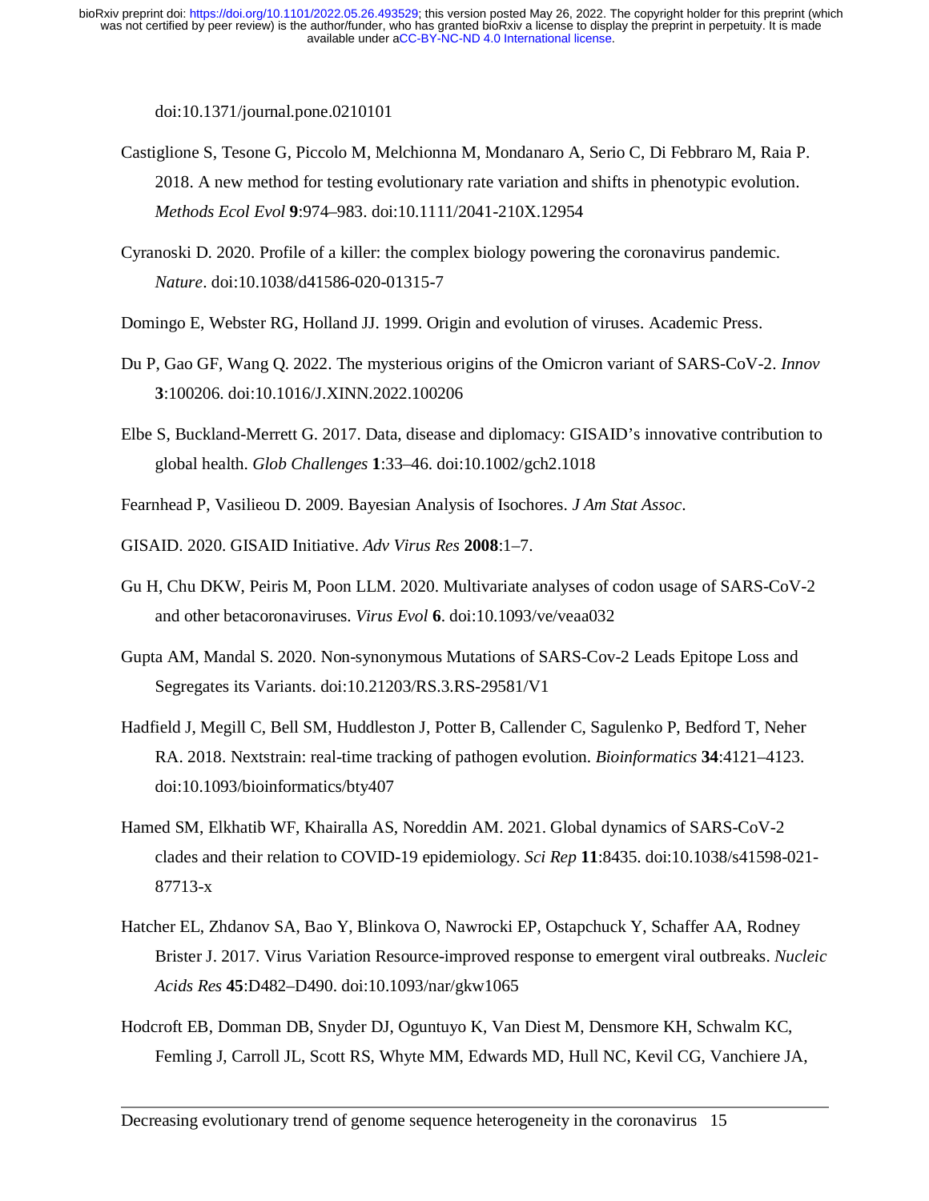doi:10.1371/journal.pone.0210101

Castiglione S, Tesone G, Piccolo M, Melchionna M, Mondanaro A, Serio C, Di Febbraro M, Raia P. 2018. A new method for testing evolutionary rate variation and shifts in phenotypic evolution. *Methods Ecol Evol* **9**:974–983. doi:10.1111/2041-210X.12954

Cyranoski D. 2020. Profile of a killer: the complex biology powering the coronavirus pandemic. *Nature*. doi:10.1038/d41586-020-01315-7

Domingo E, Webster RG, Holland JJ. 1999. Origin and evolution of viruses. Academic Press.

Du P, Gao GF, Wang Q. 2022. The mysterious origins of the Omicron variant of SARS-CoV-2. *Innov* **3**:100206. doi:10.1016/J.XINN.2022.100206

Elbe S, Buckland-Merrett G. 2017. Data, disease and diplomacy: GISAID's innovative contribution to global health. *Glob Challenges* **1**:33–46. doi:10.1002/gch2.1018

Fearnhead P, Vasilieou D. 2009. Bayesian Analysis of Isochores. *J Am Stat Assoc*.

GISAID. 2020. GISAID Initiative. *Adv Virus Res* **2008**:1–7.

Gu H, Chu DKW, Peiris M, Poon LLM. 2020. Multivariate analyses of codon usage of SARS-CoV-2 and other betacoronaviruses. *Virus Evol* **6**. doi:10.1093/ve/veaa032

Gupta AM, Mandal S. 2020. Non-synonymous Mutations of SARS-Cov-2 Leads Epitope Loss and Segregates its Variants. doi:10.21203/RS.3.RS-29581/V1

Hadfield J, Megill C, Bell SM, Huddleston J, Potter B, Callender C, Sagulenko P, Bedford T, Neher RA. 2018. Nextstrain: real-time tracking of pathogen evolution. *Bioinformatics* **34**:4121–4123. doi:10.1093/bioinformatics/bty407

Hamed SM, Elkhatib WF, Khairalla AS, Noreddin AM. 2021. Global dynamics of SARS-CoV-2 clades and their relation to COVID-19 epidemiology. *Sci Rep* **11**:8435. doi:10.1038/s41598-021-87713-x

Hatcher EL, Zhdanov SA, Bao Y, Blinkova O, Nawrocki EP, Ostapchuck Y, Schaffer AA, Rodney Brister J. 2017. Virus Variation Resource-improved response to emergent viral outbreaks. *Nucleic Acids Res* **45**:D482–D490. doi:10.1093/nar/gkw1065

Hodcroft EB, Domman DB, Snyder DJ, Oguntuyo K, Van Diest M, Densmore KH, Schwalm KC, Femling J, Carroll JL, Scott RS, Whyte MM, Edwards MD, Hull NC, Kevil CG, Vanchiere JA,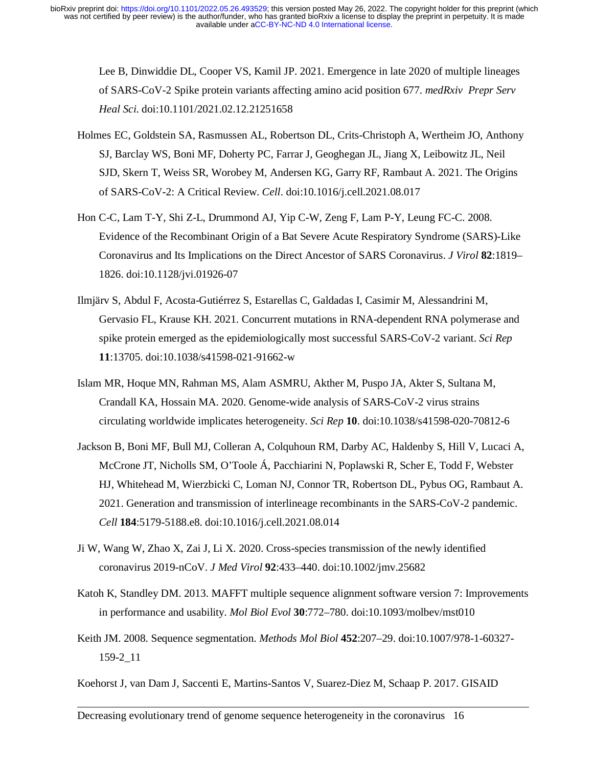Lee B, Dinwiddie DL, Cooper VS, Kamil JP. 2021. Emergence in late 2020 of multiple lineages of SARS-CoV-2 Spike protein variants affecting amino acid position 677. *medRxiv Prepr Serv Heal Sci*. doi:10.1101/2021.02.12.21251658

Holmes EC, Goldstein SA, Rasmussen AL, Robertson DL, Crits-Christoph A, Wertheim JO, Anthony SJ, Barclay WS, Boni MF, Doherty PC, Farrar J, Geoghegan JL, Jiang X, Leibowitz JL, Neil SJD, Skern T, Weiss SR, Worobey M, Andersen KG, Garry RF, Rambaut A. 2021. The Origins of SARS-CoV-2: A Critical Review. *Cell*. doi:10.1016/j.cell.2021.08.017

Hon C-C, Lam T-Y, Shi Z-L, Drummond AJ, Yip C-W, Zeng F, Lam P-Y, Leung FC-C. 2008. Evidence of the Recombinant Origin of a Bat Severe Acute Respiratory Syndrome (SARS)-Like Coronavirus and Its Implications on the Direct Ancestor of SARS Coronavirus. *J Virol* **82**:1819–1826. doi:10.1128/jvi.01926-07

Ilmjärv S, Abdul F, Acosta-Gutiérrez S, Estarellas C, Galdadas I, Casimir M, Alessandrini M, Gervasio FL, Krause KH. 2021. Concurrent mutations in RNA-dependent RNA polymerase and spike protein emerged as the epidemiologically most successful SARS-CoV-2 variant. *Sci Rep* **11**:13705. doi:10.1038/s41598-021-91662-w

Islam MR, Hoque MN, Rahman MS, Alam ASMRU, Akther M, Puspo JA, Akter S, Sultana M, Crandall KA, Hossain MA. 2020. Genome-wide analysis of SARS-CoV-2 virus strains circulating worldwide implicates heterogeneity. *Sci Rep* **10**. doi:10.1038/s41598-020-70812-6

Jackson B, Boni MF, Bull MJ, Colleran A, Colquhoun RM, Darby AC, Haldenby S, Hill V, Lucaci A, McCrone JT, Nicholls SM, O'Toole Á, Pacchiarini N, Poplawski R, Scher E, Todd F, Webster HJ, Whitehead M, Wierzbicki C, Loman NJ, Connor TR, Robertson DL, Pybus OG, Rambaut A. 2021. Generation and transmission of interlineage recombinants in the SARS-CoV-2 pandemic. *Cell* **184**:5179-5188.e8. doi:10.1016/j.cell.2021.08.014

Ji W, Wang W, Zhao X, Zai J, Li X. 2020. Cross-species transmission of the newly identified coronavirus 2019-nCoV. *J Med Virol* **92**:433–440. doi:10.1002/jmv.25682

Katoh K, Standley DM. 2013. MAFFT multiple sequence alignment software version 7: Improvements in performance and usability. *Mol Biol Evol* **30**:772–780. doi:10.1093/molbev/mst010

Keith JM. 2008. Sequence segmentation. *Methods Mol Biol* **452**:207–29. doi:10.1007/978-1-60327-159-2_11

Koehorst J, van Dam J, Saccenti E, Martins-Santos V, Suarez-Diez M, Schaap P. 2017. GISAID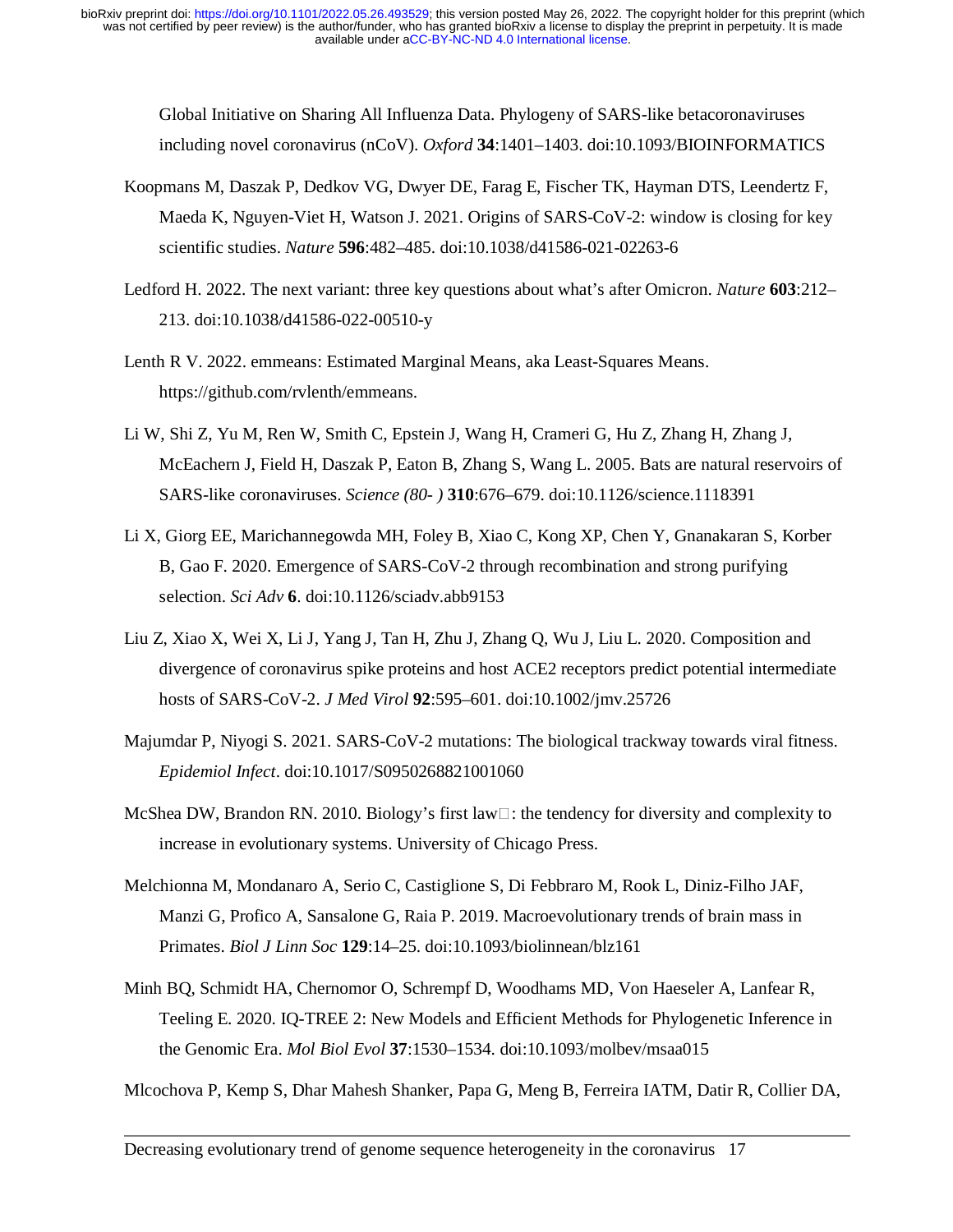Global Initiative on Sharing All Influenza Data. Phylogeny of SARS-like betacoronaviruses including novel coronavirus (nCoV). *Oxford* **34**:1401–1403. doi:10.1093/BIOINFORMATICS

Koopmans M, Daszak P, Dedkov VG, Dwyer DE, Farag E, Fischer TK, Hayman DTS, Leendertz F, Maeda K, Nguyen-Viet H, Watson J. 2021. Origins of SARS-CoV-2: window is closing for key scientific studies. *Nature* **596**:482–485. doi:10.1038/d41586-021-02263-6

Ledford H. 2022. The next variant: three key questions about what's after Omicron. *Nature* **603**:212–213. doi:10.1038/d41586-022-00510-y

Lenth R V. 2022. emmeans: Estimated Marginal Means, aka Least-Squares Means. https://github.com/rvlenth/emmeans.

Li W, Shi Z, Yu M, Ren W, Smith C, Epstein J, Wang H, Crameri G, Hu Z, Zhang H, Zhang J, McEachern J, Field H, Daszak P, Eaton B, Zhang S, Wang L. 2005. Bats are natural reservoirs of SARS-like coronaviruses. *Science (80- )* **310**:676–679. doi:10.1126/science.1118391

Li X, Giorg EE, Marichannegowda MH, Foley B, Xiao C, Kong XP, Chen Y, Gnanakaran S, Korber B, Gao F. 2020. Emergence of SARS-CoV-2 through recombination and strong purifying selection. *Sci Adv* **6**. doi:10.1126/sciadv.abb9153

Liu Z, Xiao X, Wei X, Li J, Yang J, Tan H, Zhu J, Zhang Q, Wu J, Liu L. 2020. Composition and divergence of coronavirus spike proteins and host ACE2 receptors predict potential intermediate hosts of SARS-CoV-2. *J Med Virol* **92**:595–601. doi:10.1002/jmv.25726

Majumdar P, Niyogi S. 2021. SARS-CoV-2 mutations: The biological trackway towards viral fitness. *Epidemiol Infect*. doi:10.1017/S0950268821001060

McShea DW, Brandon RN. 2010. Biology's first law□: the tendency for diversity and complexity to increase in evolutionary systems. University of Chicago Press.

Melchionna M, Mondanaro A, Serio C, Castiglione S, Di Febbraro M, Rook L, Diniz-Filho JAF, Manzi G, Profico A, Sansalone G, Raia P. 2019. Macroevolutionary trends of brain mass in Primates. *Biol J Linn Soc* **129**:14–25. doi:10.1093/biolinnean/blz161

Minh BQ, Schmidt HA, Chernomor O, Schrempf D, Woodhams MD, Von Haeseler A, Lanfear R, Teeling E. 2020. IQ-TREE 2: New Models and Efficient Methods for Phylogenetic Inference in the Genomic Era. *Mol Biol Evol* **37**:1530–1534. doi:10.1093/molbev/msaa015

Mlcochova P, Kemp S, Dhar Mahesh Shanker, Papa G, Meng B, Ferreira IATM, Datir R, Collier DA,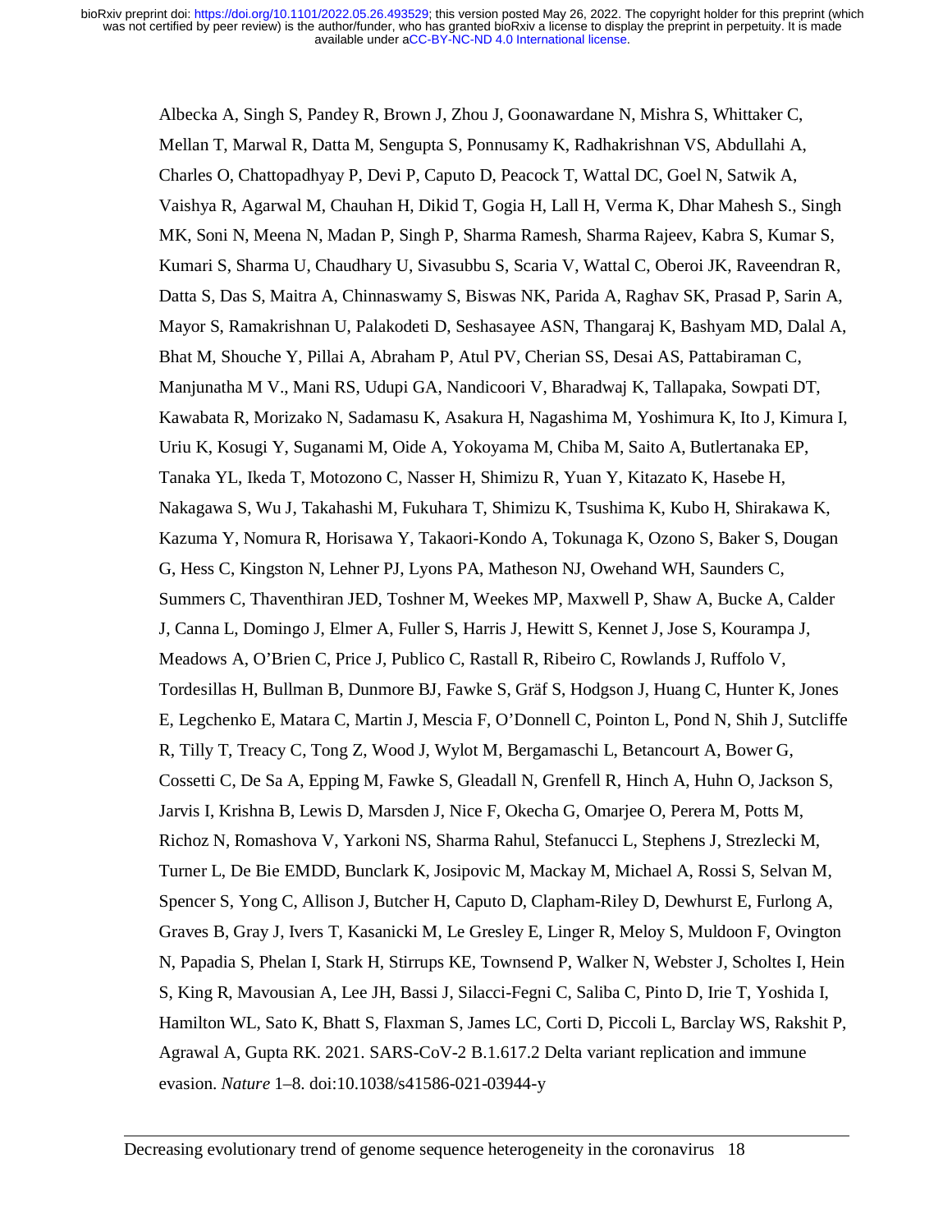Albecka A, Singh S, Pandey R, Brown J, Zhou J, Goonawardane N, Mishra S, Whittaker C, Mellan T, Marwal R, Datta M, Sengupta S, Ponnusamy K, Radhakrishnan VS, Abdullahi A, Charles O, Chattopadhyay P, Devi P, Caputo D, Peacock T, Wattal DC, Goel N, Satwik A, Vaishya R, Agarwal M, Chauhan H, Dikid T, Gogia H, Lall H, Verma K, Dhar Mahesh S., Singh MK, Soni N, Meena N, Madan P, Singh P, Sharma Ramesh, Sharma Rajeev, Kabra S, Kumar S, Kumari S, Sharma U, Chaudhary U, Sivasubbu S, Scaria V, Wattal C, Oberoi JK, Raveendran R, Datta S, Das S, Maitra A, Chinnaswamy S, Biswas NK, Parida A, Raghav SK, Prasad P, Sarin A, Mayor S, Ramakrishnan U, Palakodeti D, Seshasayee ASN, Thangaraj K, Bashyam MD, Dalal A, Bhat M, Shouche Y, Pillai A, Abraham P, Atul PV, Cherian SS, Desai AS, Pattabiraman C, Manjunatha M V., Mani RS, Udupi GA, Nandicoori V, Bharadwaj K, Tallapaka, Sowpati DT, Kawabata R, Morizako N, Sadamasu K, Asakura H, Nagashima M, Yoshimura K, Ito J, Kimura I, Uriu K, Kosugi Y, Suganami M, Oide A, Yokoyama M, Chiba M, Saito A, Butlertanaka EP, Tanaka YL, Ikeda T, Motozono C, Nasser H, Shimizu R, Yuan Y, Kitazato K, Hasebe H, Nakagawa S, Wu J, Takahashi M, Fukuhara T, Shimizu K, Tsushima K, Kubo H, Shirakawa K, Kazuma Y, Nomura R, Horisawa Y, Takaori-Kondo A, Tokunaga K, Ozono S, Baker S, Dougan G, Hess C, Kingston N, Lehner PJ, Lyons PA, Matheson NJ, Owehand WH, Saunders C, Summers C, Thaventhiran JED, Toshner M, Weekes MP, Maxwell P, Shaw A, Bucke A, Calder J, Canna L, Domingo J, Elmer A, Fuller S, Harris J, Hewitt S, Kennet J, Jose S, Kourampa J, Meadows A, O'Brien C, Price J, Publico C, Rastall R, Ribeiro C, Rowlands J, Ruffolo V, Tordesillas H, Bullman B, Dunmore BJ, Fawke S, Gräf S, Hodgson J, Huang C, Hunter K, Jones E, Legchenko E, Matara C, Martin J, Mescia F, O'Donnell C, Pointon L, Pond N, Shih J, Sutcliffe R, Tilly T, Treacy C, Tong Z, Wood J, Wylot M, Bergamaschi L, Betancourt A, Bower G, Cossetti C, De Sa A, Epping M, Fawke S, Gleadall N, Grenfell R, Hinch A, Huhn O, Jackson S, Jarvis I, Krishna B, Lewis D, Marsden J, Nice F, Okecha G, Omarjee O, Perera M, Potts M, Richoz N, Romashova V, Yarkoni NS, Sharma Rahul, Stefanucci L, Stephens J, Strezlecki M, Turner L, De Bie EMDD, Bunclark K, Josipovic M, Mackay M, Michael A, Rossi S, Selvan M, Spencer S, Yong C, Allison J, Butcher H, Caputo D, Clapham-Riley D, Dewhurst E, Furlong A, Graves B, Gray J, Ivers T, Kasanicki M, Le Gresley E, Linger R, Meloy S, Muldoon F, Ovington N, Papadia S, Phelan I, Stark H, Stirrups KE, Townsend P, Walker N, Webster J, Scholtes I, Hein S, King R, Mavousian A, Lee JH, Bassi J, Silacci-Fegni C, Saliba C, Pinto D, Irie T, Yoshida I, Hamilton WL, Sato K, Bhatt S, Flaxman S, James LC, Corti D, Piccoli L, Barclay WS, Rakshit P, Agrawal A, Gupta RK. 2021. SARS-CoV-2 B.1.617.2 Delta variant replication and immune evasion. *Nature* 1–8. doi:10.1038/s41586-021-03944-y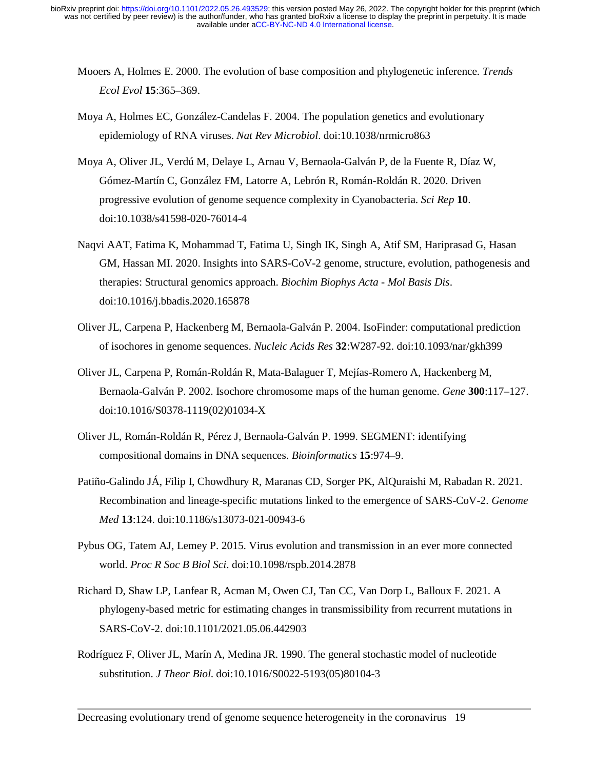Mooers A, Holmes E. 2000. The evolution of base composition and phylogenetic inference. *Trends Ecol Evol* **15**:365–369.

Moya A, Holmes EC, González-Candelas F. 2004. The population genetics and evolutionary epidemiology of RNA viruses. *Nat Rev Microbiol*. doi:10.1038/nrmicro863

Moya A, Oliver JL, Verdú M, Delaye L, Arnau V, Bernaola-Galván P, de la Fuente R, Díaz W, Gómez-Martín C, González FM, Latorre A, Lebrón R, Román-Roldán R. 2020. Driven progressive evolution of genome sequence complexity in Cyanobacteria. *Sci Rep* **10**. doi:10.1038/s41598-020-76014-4

Naqvi AAT, Fatima K, Mohammad T, Fatima U, Singh IK, Singh A, Atif SM, Hariprasad G, Hasan GM, Hassan MI. 2020. Insights into SARS-CoV-2 genome, structure, evolution, pathogenesis and therapies: Structural genomics approach. *Biochim Biophys Acta - Mol Basis Dis*. doi:10.1016/j.bbadis.2020.165878

Oliver JL, Carpena P, Hackenberg M, Bernaola-Galván P. 2004. IsoFinder: computational prediction of isochores in genome sequences. *Nucleic Acids Res* **32**:W287-92. doi:10.1093/nar/gkh399

Oliver JL, Carpena P, Román-Roldán R, Mata-Balaguer T, Mejías-Romero A, Hackenberg M, Bernaola-Galván P. 2002. Isochore chromosome maps of the human genome. *Gene* **300**:117–127. doi:10.1016/S0378-1119(02)01034-X

Oliver JL, Román-Roldán R, Pérez J, Bernaola-Galván P. 1999. SEGMENT: identifying compositional domains in DNA sequences. *Bioinformatics* **15**:974–9.

Patiño-Galindo JÁ, Filip I, Chowdhury R, Maranas CD, Sorger PK, AlQuraishi M, Rabadan R. 2021. Recombination and lineage-specific mutations linked to the emergence of SARS-CoV-2. *Genome Med* **13**:124. doi:10.1186/s13073-021-00943-6

Pybus OG, Tatem AJ, Lemey P. 2015. Virus evolution and transmission in an ever more connected world. *Proc R Soc B Biol Sci*. doi:10.1098/rspb.2014.2878

Richard D, Shaw LP, Lanfear R, Acman M, Owen CJ, Tan CC, Van Dorp L, Balloux F. 2021. A phylogeny-based metric for estimating changes in transmissibility from recurrent mutations in SARS-CoV-2. doi:10.1101/2021.05.06.442903

Rodríguez F, Oliver JL, Marín A, Medina JR. 1990. The general stochastic model of nucleotide substitution. *J Theor Biol*. doi:10.1016/S0022-5193(05)80104-3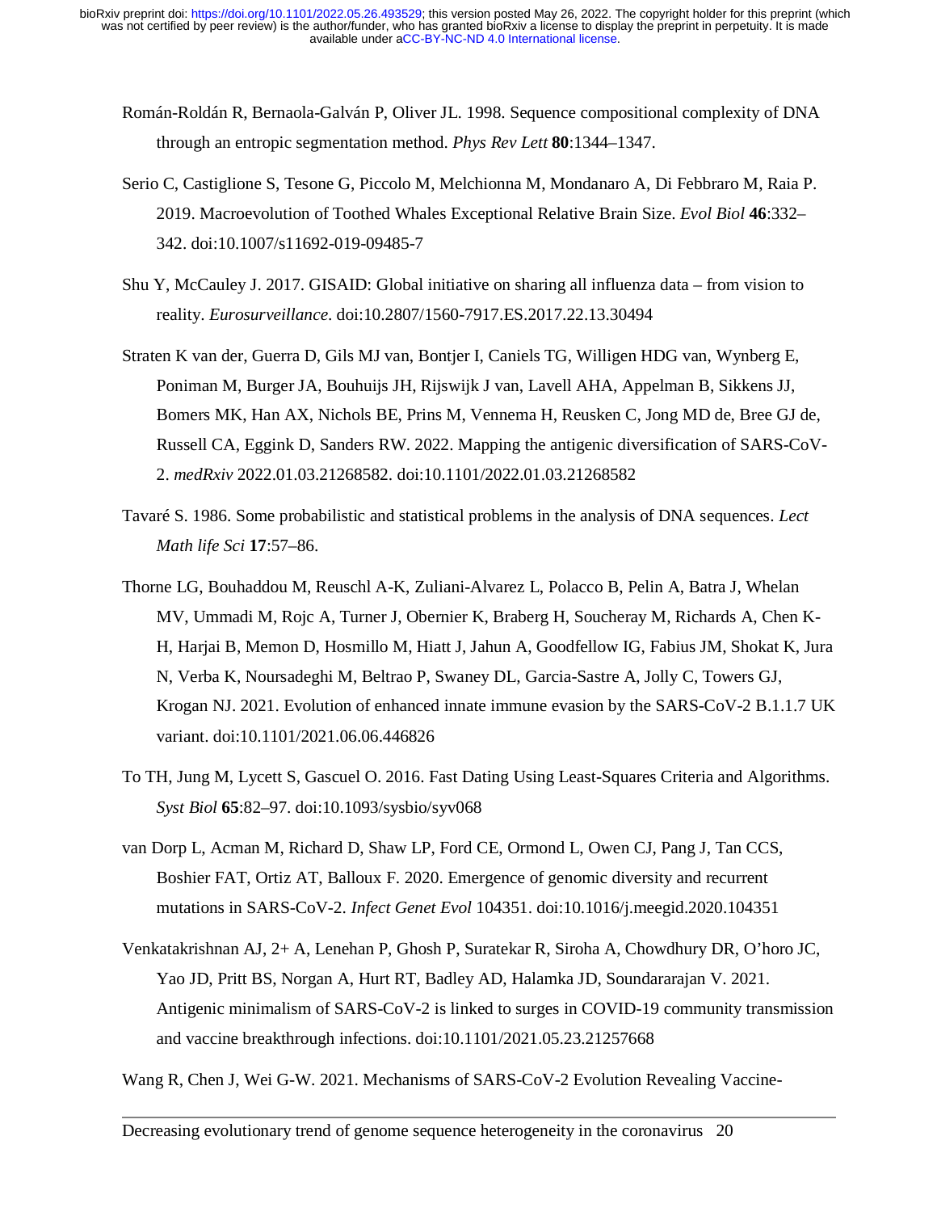Román-Roldán R, Bernaola-Galván P, Oliver JL. 1998. Sequence compositional complexity of DNA through an entropic segmentation method. *Phys Rev Lett* **80**:1344–1347.

Serio C, Castiglione S, Tesone G, Piccolo M, Melchionna M, Mondanaro A, Di Febbraro M, Raia P. 2019. Macroevolution of Toothed Whales Exceptional Relative Brain Size. *Evol Biol* **46**:332–342. doi:10.1007/s11692-019-09485-7

Shu Y, McCauley J. 2017. GISAID: Global initiative on sharing all influenza data – from vision to reality. *Eurosurveillance*. doi:10.2807/1560-7917.ES.2017.22.13.30494

Straten K van der, Guerra D, Gils MJ van, Bontjer I, Caniels TG, Willigen HDG van, Wynberg E, Poniman M, Burger JA, Bouhuijs JH, Rijswijk J van, Lavell AHA, Appelman B, Sikkens JJ, Bomers MK, Han AX, Nichols BE, Prins M, Vennema H, Reusken C, Jong MD de, Bree GJ de, Russell CA, Eggink D, Sanders RW. 2022. Mapping the antigenic diversification of SARS-CoV-2. *medRxiv* 2022.01.03.21268582. doi:10.1101/2022.01.03.21268582

Tavaré S. 1986. Some probabilistic and statistical problems in the analysis of DNA sequences. *Lect Math life Sci* **17**:57–86.

Thorne LG, Bouhaddou M, Reuschl A-K, Zuliani-Alvarez L, Polacco B, Pelin A, Batra J, Whelan MV, Ummadi M, Rojc A, Turner J, Obernier K, Braberg H, Soucheray M, Richards A, Chen K-H, Harjai B, Memon D, Hosmillo M, Hiatt J, Jahun A, Goodfellow IG, Fabius JM, Shokat K, Jura N, Verba K, Noursadeghi M, Beltrao P, Swaney DL, Garcia-Sastre A, Jolly C, Towers GJ, Krogan NJ. 2021. Evolution of enhanced innate immune evasion by the SARS-CoV-2 B.1.1.7 UK variant. doi:10.1101/2021.06.06.446826

To TH, Jung M, Lycett S, Gascuel O. 2016. Fast Dating Using Least-Squares Criteria and Algorithms. *Syst Biol* **65**:82–97. doi:10.1093/sysbio/syv068

van Dorp L, Acman M, Richard D, Shaw LP, Ford CE, Ormond L, Owen CJ, Pang J, Tan CCS, Boshier FAT, Ortiz AT, Balloux F. 2020. Emergence of genomic diversity and recurrent mutations in SARS-CoV-2. *Infect Genet Evol* 104351. doi:10.1016/j.meegid.2020.104351

Venkatakrishnan AJ, 2+ A, Lenehan P, Ghosh P, Suratekar R, Siroha A, Chowdhury DR, O'horo JC, Yao JD, Pritt BS, Norgan A, Hurt RT, Badley AD, Halamka JD, Soundararajan V. 2021. Antigenic minimalism of SARS-CoV-2 is linked to surges in COVID-19 community transmission and vaccine breakthrough infections. doi:10.1101/2021.05.23.21257668

Wang R, Chen J, Wei G-W. 2021. Mechanisms of SARS-CoV-2 Evolution Revealing Vaccine-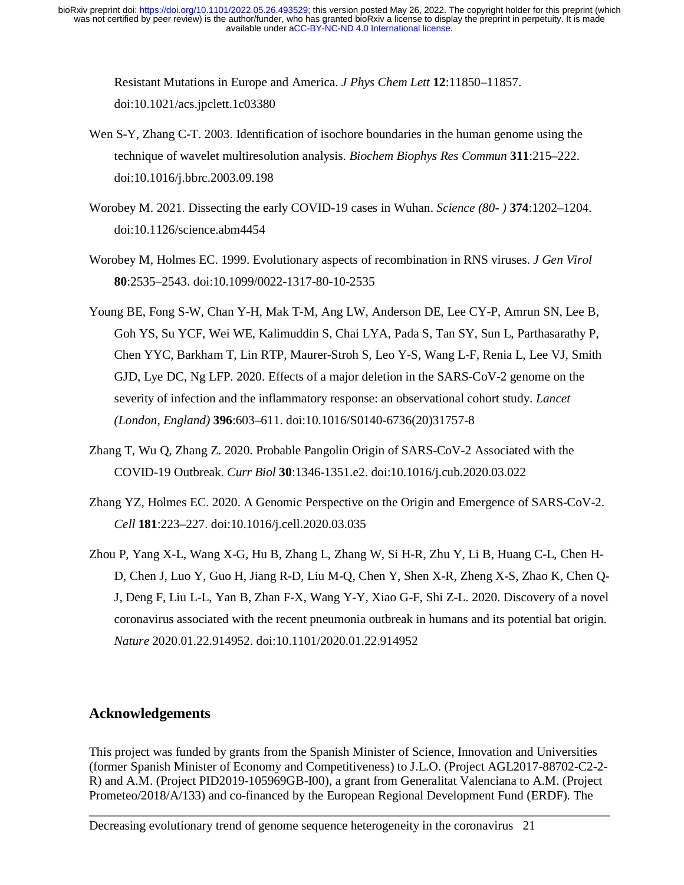Resistant Mutations in Europe and America. *J Phys Chem Lett* **12**:11850–11857. doi:10.1021/acs.jpclett.1c03380

Wen S-Y, Zhang C-T. 2003. Identification of isochore boundaries in the human genome using the technique of wavelet multiresolution analysis. *Biochem Biophys Res Commun* **311**:215–222. doi:10.1016/j.bbrc.2003.09.198

Worobey M. 2021. Dissecting the early COVID-19 cases in Wuhan. *Science (80- )* **374**:1202–1204. doi:10.1126/science.abm4454

Worobey M, Holmes EC. 1999. Evolutionary aspects of recombination in RNS viruses. *J Gen Virol* **80**:2535–2543. doi:10.1099/0022-1317-80-10-2535

Young BE, Fong S-W, Chan Y-H, Mak T-M, Ang LW, Anderson DE, Lee CY-P, Amrun SN, Lee B, Goh YS, Su YCF, Wei WE, Kalimuddin S, Chai LYA, Pada S, Tan SY, Sun L, Parthasarathy P, Chen YYC, Barkham T, Lin RTP, Maurer-Stroh S, Leo Y-S, Wang L-F, Renia L, Lee VJ, Smith GJD, Lye DC, Ng LFP. 2020. Effects of a major deletion in the SARS-CoV-2 genome on the severity of infection and the inflammatory response: an observational cohort study. *Lancet (London, England)* **396**:603–611. doi:10.1016/S0140-6736(20)31757-8

Zhang T, Wu Q, Zhang Z. 2020. Probable Pangolin Origin of SARS-CoV-2 Associated with the COVID-19 Outbreak. *Curr Biol* **30**:1346-1351.e2. doi:10.1016/j.cub.2020.03.022

Zhang YZ, Holmes EC. 2020. A Genomic Perspective on the Origin and Emergence of SARS-CoV-2. *Cell* **181**:223–227. doi:10.1016/j.cell.2020.03.035

Zhou P, Yang X-L, Wang X-G, Hu B, Zhang L, Zhang W, Si H-R, Zhu Y, Li B, Huang C-L, Chen H-D, Chen J, Luo Y, Guo H, Jiang R-D, Liu M-Q, Chen Y, Shen X-R, Zheng X-S, Zhao K, Chen Q-J, Deng F, Liu L-L, Yan B, Zhan F-X, Wang Y-Y, Xiao G-F, Shi Z-L. 2020. Discovery of a novel coronavirus associated with the recent pneumonia outbreak in humans and its potential bat origin. *Nature* 2020.01.22.914952. doi:10.1101/2020.01.22.914952

## Acknowledgements

This project was funded by grants from the Spanish Minister of Science, Innovation and Universities (former Spanish Minister of Economy and Competitiveness) to J.L.O. (Project AGL2017-88702-C2-2-R) and A.M. (Project PID2019-105969GB-I00), a grant from Generalitat Valenciana to A.M. (Project Prometeo/2018/A/133) and co-financed by the European Regional Development Fund (ERDF). The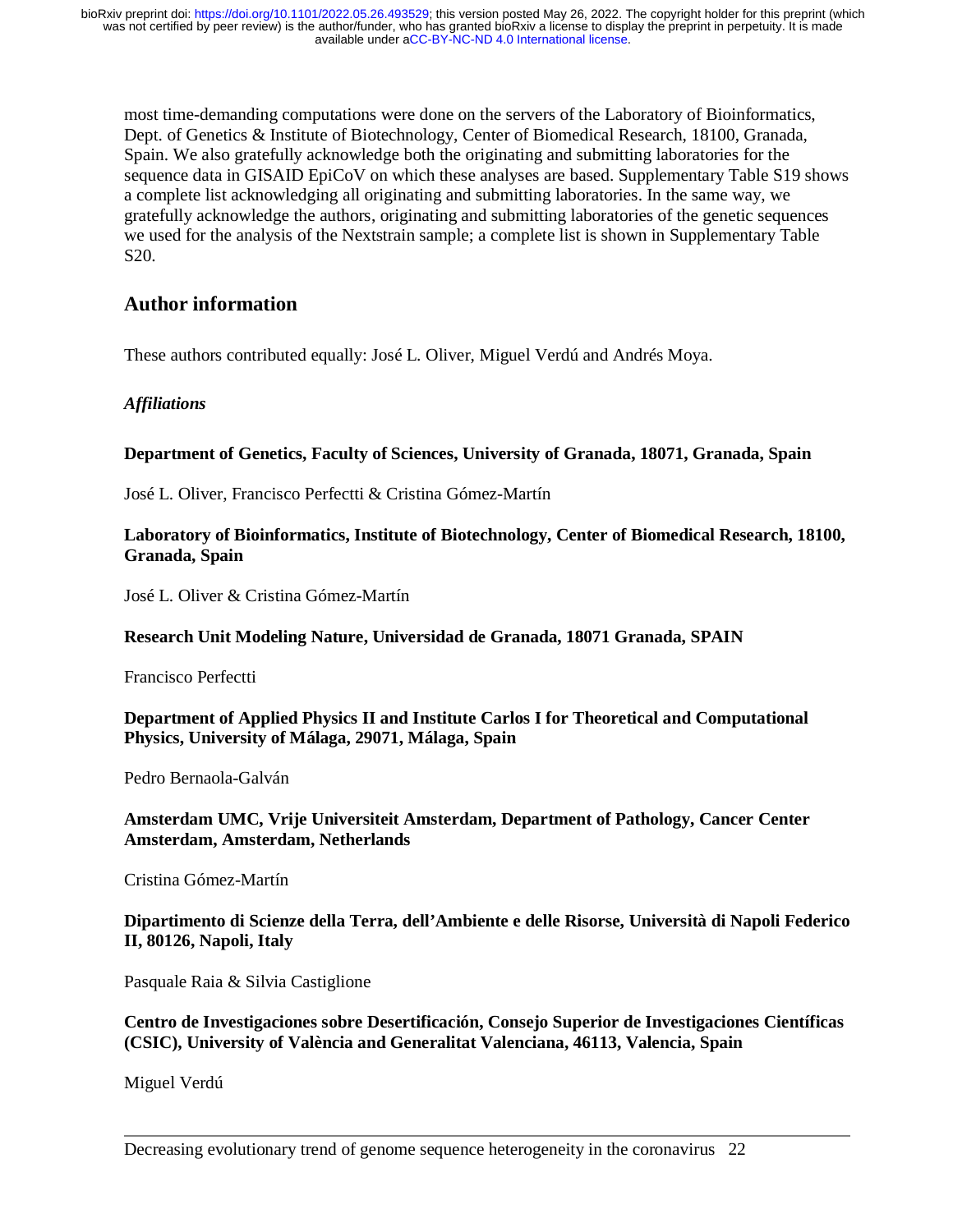most time-demanding computations were done on the servers of the Laboratory of Bioinformatics, Dept. of Genetics & Institute of Biotechnology, Center of Biomedical Research, 18100, Granada, Spain. We also gratefully acknowledge both the originating and submitting laboratories for the sequence data in GISAID EpiCoV on which these analyses are based. Supplementary Table S19 shows a complete list acknowledging all originating and submitting laboratories. In the same way, we gratefully acknowledge the authors, originating and submitting laboratories of the genetic sequences we used for the analysis of the Nextstrain sample; a complete list is shown in Supplementary Table S20.

## Author information

These authors contributed equally: José L. Oliver, Miguel Verdú and Andrés Moya.

### *Affiliations*

**Department of Genetics, Faculty of Sciences, University of Granada, 18071, Granada, Spain**

José L. Oliver, Francisco Perfectti & Cristina Gómez-Martín

**Laboratory of Bioinformatics, Institute of Biotechnology, Center of Biomedical Research, 18100, Granada, Spain**

José L. Oliver & Cristina Gómez-Martín

**Research Unit Modeling Nature, Universidad de Granada, 18071 Granada, SPAIN**

Francisco Perfectti

**Department of Applied Physics II and Institute Carlos I for Theoretical and Computational Physics, University of Málaga, 29071, Málaga, Spain**

Pedro Bernaola-Galván

**Amsterdam UMC, Vrije Universiteit Amsterdam, Department of Pathology, Cancer Center Amsterdam, Amsterdam, Netherlands**

Cristina Gómez-Martín

**Dipartimento di Scienze della Terra, dell'Ambiente e delle Risorse, Università di Napoli Federico II, 80126, Napoli, Italy**

Pasquale Raia & Silvia Castiglione

**Centro de Investigaciones sobre Desertificación, Consejo Superior de Investigaciones Científicas (CSIC), University of València and Generalitat Valenciana, 46113, Valencia, Spain**

Miguel Verdú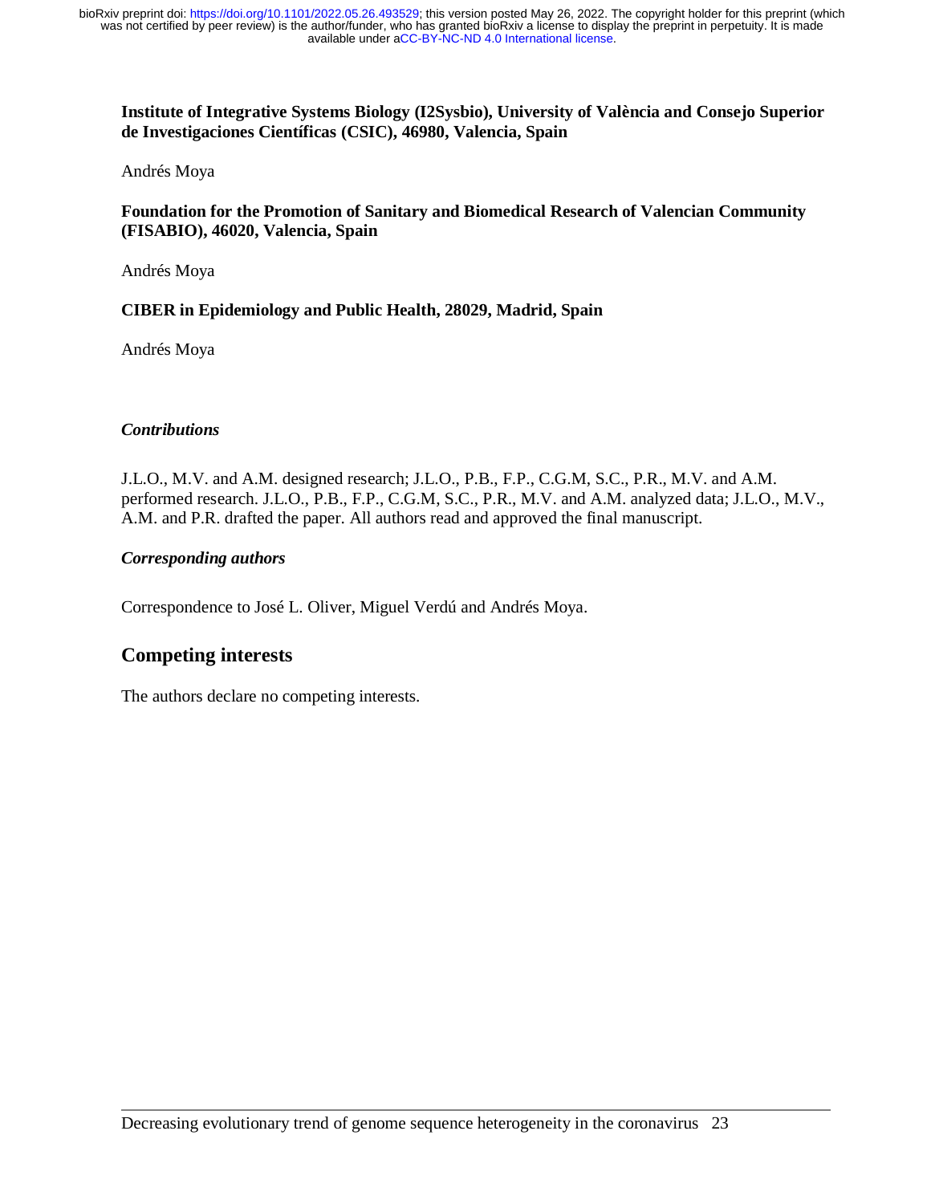**Institute of Integrative Systems Biology (I2Sysbio), University of València and Consejo Superior de Investigaciones Científicas (CSIC), 46980, Valencia, Spain**

Andrés Moya

**Foundation for the Promotion of Sanitary and Biomedical Research of Valencian Community (FISABIO), 46020, Valencia, Spain**

Andrés Moya

**CIBER in Epidemiology and Public Health, 28029, Madrid, Spain**

Andrés Moya

***Contributions***

J.L.O., M.V. and A.M. designed research; J.L.O., P.B., F.P., C.G.M, S.C., P.R., M.V. and A.M. performed research. J.L.O., P.B., F.P., C.G.M, S.C., P.R., M.V. and A.M. analyzed data; J.L.O., M.V., A.M. and P.R. drafted the paper. All authors read and approved the final manuscript.

***Corresponding authors***

Correspondence to José L. Oliver, Miguel Verdú and Andrés Moya.

## Competing interests

The authors declare no competing interests.